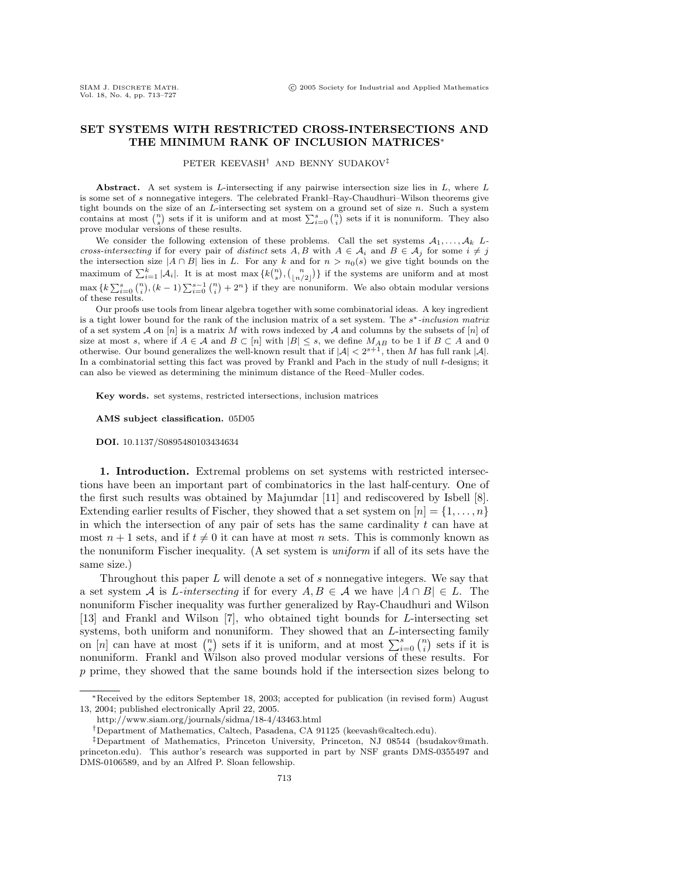# SET SYSTEMS WITH RESTRICTED CROSS-INTERSECTIONS AND THE MINIMUM RANK OF INCLUSION MATRICES*

PETER KEEVASH† AND BENNY SUDAKOV‡

**Abstract.** A set system is $L$-intersecting if any pairwise intersection size lies in $L$, where $L$ is some set of $s$ nonnegative integers. The celebrated Frankl–Ray-Chaudhuri–Wilson theorems give tight bounds on the size of an $L$-intersecting set system on a ground set of size $n$. Such a system contains at most $\binom{n}{s}$ sets if it is uniform and at most $\sum_{i=0}^{s}\binom{n}{i}$ sets if it is nonuniform. They also prove modular versions of these results.

We consider the following extension of these problems. Call the set systems $\mathcal{A}_1, \ldots, \mathcal{A}_k$ *$L$-cross-intersecting* if for every pair of *distinct* sets $A, B$ with $A \in \mathcal{A}_i$ and $B \in \mathcal{A}_j$ for some $i \neq j$ the intersection size $|A \cap B|$ lies in $L$. For any $k$ and for $n > n_0(s)$ we give tight bounds on the maximum of $\sum_{i=1}^{k} |\mathcal{A}_i|$. It is at most $\max\{k\binom{n}{s}, \binom{n}{\lfloor n/2 \rfloor}\}$ if the systems are uniform and at most $\max\{k\sum_{i=0}^{s}\binom{n}{i}, (k-1)\sum_{i=0}^{s-1}\binom{n}{i} + 2^n\}$ if they are nonuniform. We also obtain modular versions of these results.

Our proofs use tools from linear algebra together with some combinatorial ideas. A key ingredient is a tight lower bound for the rank of the inclusion matrix of a set system. The *$s^*$-inclusion matrix* of a set system $\mathcal{A}$ on $[n]$ is a matrix $M$ with rows indexed by $\mathcal{A}$ and columns by the subsets of $[n]$ of size at most $s$, where if $A \in \mathcal{A}$ and $B \subset [n]$ with $|B| \leq s$, we define $M_{AB}$ to be 1 if $B \subset A$ and 0 otherwise. Our bound generalizes the well-known result that if $|\mathcal{A}| < 2^{s+1}$, then $M$ has full rank $|\mathcal{A}|$. In a combinatorial setting this fact was proved by Frankl and Pach in the study of null $t$-designs; it can also be viewed as determining the minimum distance of the Reed–Muller codes.

**Key words.** set systems, restricted intersections, inclusion matrices

**AMS subject classification.** 05D05

**DOI.** 10.1137/S0895480103434634

## 1. Introduction.

Extremal problems on set systems with restricted intersections have been an important part of combinatorics in the last half-century. One of the first such results was obtained by Majumdar [11] and rediscovered by Isbell [8]. Extending earlier results of Fischer, they showed that a set system on $[n] = \{1, \ldots, n\}$ in which the intersection of any pair of sets has the same cardinality $t$ can have at most $n + 1$ sets, and if $t \neq 0$ it can have at most $n$ sets. This is commonly known as the nonuniform Fischer inequality. (A set system is *uniform* if all of its sets have the same size.)

Throughout this paper $L$ will denote a set of $s$ nonnegative integers. We say that a set system $\mathcal{A}$ is *$L$-intersecting* if for every $A, B \in \mathcal{A}$ we have $|A \cap B| \in L$. The nonuniform Fischer inequality was further generalized by Ray-Chaudhuri and Wilson [13] and Frankl and Wilson [7], who obtained tight bounds for $L$-intersecting set systems, both uniform and nonuniform. They showed that an $L$-intersecting family on $[n]$ can have at most $\binom{n}{s}$ sets if it is uniform, and at most $\sum_{i=0}^{s}\binom{n}{i}$ sets if it is nonuniform. Frankl and Wilson also proved modular versions of these results. For $p$ prime, they showed that the same bounds hold if the intersection sizes belong to

---

*Received by the editors September 18, 2003; accepted for publication (in revised form) August 13, 2004; published electronically April 22, 2005.

http://www.siam.org/journals/sidma/18-4/43463.html

†Department of Mathematics, Caltech, Pasadena, CA 91125 (keevash@caltech.edu).

‡Department of Mathematics, Princeton University, Princeton, NJ 08544 (bsudakov@math.princeton.edu). This author's research was supported in part by NSF grants DMS-0355497 and DMS-0106589, and by an Alfred P. Sloan fellowship.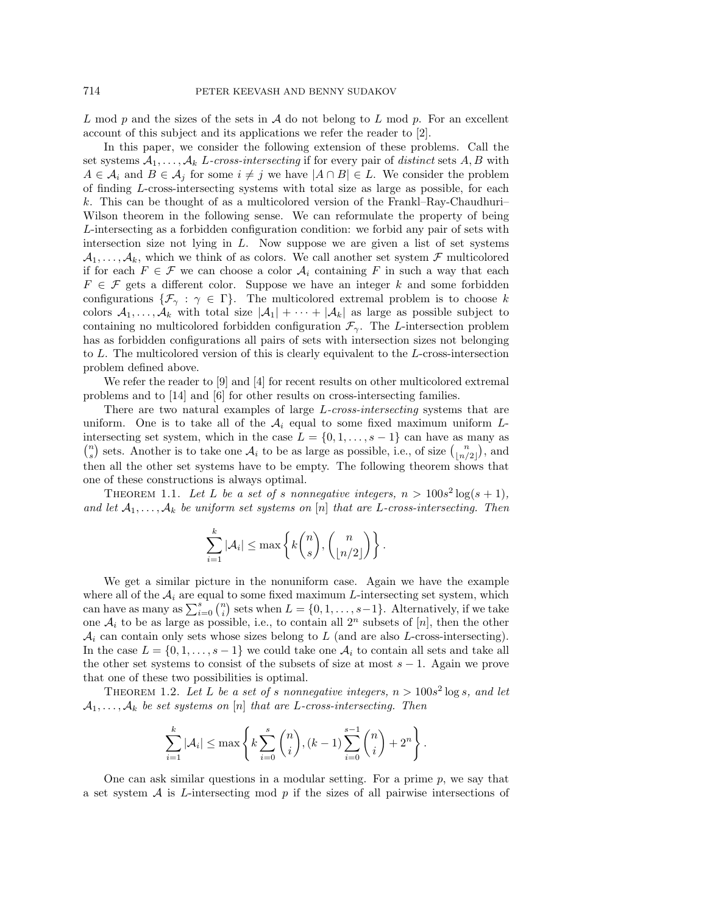$L$ mod $p$ and the sizes of the sets in $\mathcal{A}$ do not belong to $L$ mod $p$. For an excellent account of this subject and its applications we refer the reader to [2].

In this paper, we consider the following extension of these problems. Call the set systems $\mathcal{A}_1, \ldots, \mathcal{A}_k$ *L-cross-intersecting* if for every pair of *distinct* sets $A, B$ with $A \in \mathcal{A}_i$ and $B \in \mathcal{A}_j$ for some $i \neq j$ we have $|A \cap B| \in L$. We consider the problem of finding $L$-cross-intersecting systems with total size as large as possible, for each $k$. This can be thought of as a multicolored version of the Frankl–Ray-Chaudhuri–Wilson theorem in the following sense. We can reformulate the property of being $L$-intersecting as a forbidden configuration condition: we forbid any pair of sets with intersection size not lying in $L$. Now suppose we are given a list of set systems $\mathcal{A}_1, \ldots, \mathcal{A}_k$, which we think of as colors. We call another set system $\mathcal{F}$ multicolored if for each $F \in \mathcal{F}$ we can choose a color $\mathcal{A}_i$ containing $F$ in such a way that each $F \in \mathcal{F}$ gets a different color. Suppose we have an integer $k$ and some forbidden configurations $\{\mathcal{F}_\gamma : \gamma \in \Gamma\}$. The multicolored extremal problem is to choose $k$ colors $\mathcal{A}_1, \ldots, \mathcal{A}_k$ with total size $|\mathcal{A}_1| + \cdots + |\mathcal{A}_k|$ as large as possible subject to containing no multicolored forbidden configuration $\mathcal{F}_\gamma$. The $L$-intersection problem has as forbidden configurations all pairs of sets with intersection sizes not belonging to $L$. The multicolored version of this is clearly equivalent to the $L$-cross-intersection problem defined above.

We refer the reader to [9] and [4] for recent results on other multicolored extremal problems and to [14] and [6] for other results on cross-intersecting families.

There are two natural examples of large *L-cross-intersecting* systems that are uniform. One is to take all of the $\mathcal{A}_i$ equal to some fixed maximum uniform $L$-intersecting set system, which in the case $L = \{0, 1, \ldots, s-1\}$ can have as many as $\binom{n}{s}$ sets. Another is to take one $\mathcal{A}_i$ to be as large as possible, i.e., of size $\binom{n}{\lfloor n/2 \rfloor}$, and then all the other set systems have to be empty. The following theorem shows that one of these constructions is always optimal.

Theorem 1.1. *Let $L$ be a set of $s$ nonnegative integers, $n > 100s^2 \log(s+1)$, and let $\mathcal{A}_1, \ldots, \mathcal{A}_k$ be uniform set systems on $[n]$ that are $L$-cross-intersecting. Then*

$$\sum_{i=1}^{k} |\mathcal{A}_i| \leq \max\left\{ k\binom{n}{s}, \binom{n}{\lfloor n/2 \rfloor} \right\}.$$

We get a similar picture in the nonuniform case. Again we have the example where all of the $\mathcal{A}_i$ are equal to some fixed maximum $L$-intersecting set system, which can have as many as $\sum_{i=0}^{s} \binom{n}{i}$ sets when $L = \{0, 1, \ldots, s-1\}$. Alternatively, if we take one $\mathcal{A}_i$ to be as large as possible, i.e., to contain all $2^n$ subsets of $[n]$, then the other $\mathcal{A}_i$ can contain only sets whose sizes belong to $L$ (and are also $L$-cross-intersecting). In the case $L = \{0, 1, \ldots, s-1\}$ we could take one $\mathcal{A}_i$ to contain all sets and take all the other set systems to consist of the subsets of size at most $s-1$. Again we prove that one of these two possibilities is optimal.

Theorem 1.2. *Let $L$ be a set of $s$ nonnegative integers, $n > 100s^2 \log s$, and let $\mathcal{A}_1, \ldots, \mathcal{A}_k$ be set systems on $[n]$ that are $L$-cross-intersecting. Then*

$$\sum_{i=1}^{k} |\mathcal{A}_i| \leq \max\left\{ k\sum_{i=0}^{s} \binom{n}{i}, (k-1)\sum_{i=0}^{s-1} \binom{n}{i} + 2^n \right\}.$$

One can ask similar questions in a modular setting. For a prime $p$, we say that a set system $\mathcal{A}$ is $L$-intersecting mod $p$ if the sizes of all pairwise intersections of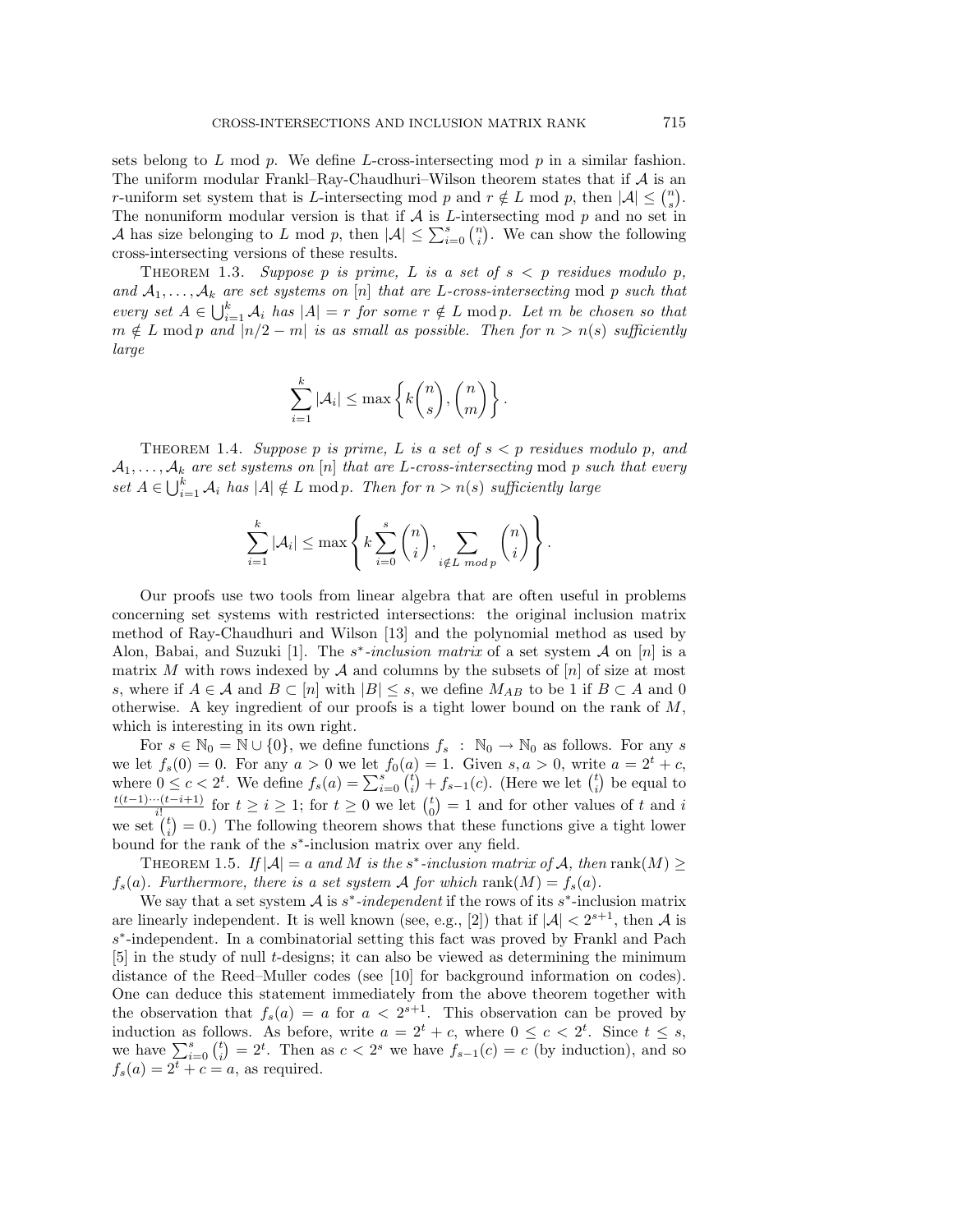sets belong to $L$ mod $p$. We define $L$-cross-intersecting mod $p$ in a similar fashion. The uniform modular Frankl–Ray-Chaudhuri–Wilson theorem states that if $\mathcal{A}$ is an $r$-uniform set system that is $L$-intersecting mod $p$ and $r \notin L$ mod $p$, then $|\mathcal{A}| \leq \binom{n}{s}$. The nonuniform modular version is that if $\mathcal{A}$ is $L$-intersecting mod $p$ and no set in $\mathcal{A}$ has size belonging to $L$ mod $p$, then $|\mathcal{A}| \leq \sum_{i=0}^{s} \binom{n}{i}$. We can show the following cross-intersecting versions of these results.

Theorem 1.3. *Suppose $p$ is prime, $L$ is a set of $s < p$ residues modulo $p$, and $\mathcal{A}_1, \ldots, \mathcal{A}_k$ are set systems on $[n]$ that are $L$-cross-intersecting* mod $p$ *such that every set $A \in \bigcup_{i=1}^{k} \mathcal{A}_i$ has $|A| = r$ for some $r \notin L \bmod p$. Let $m$ be chosen so that $m \notin L \bmod p$ and $|n/2 - m|$ is as small as possible. Then for $n > n(s)$ sufficiently large*

$$\sum_{i=1}^{k} |\mathcal{A}_i| \leq \max\left\{ k\binom{n}{s}, \binom{n}{m} \right\}.$$

Theorem 1.4. *Suppose $p$ is prime, $L$ is a set of $s < p$ residues modulo $p$, and $\mathcal{A}_1, \ldots, \mathcal{A}_k$ are set systems on $[n]$ that are $L$-cross-intersecting* mod $p$ *such that every set $A \in \bigcup_{i=1}^{k} \mathcal{A}_i$ has $|A| \notin L \bmod p$. Then for $n > n(s)$ sufficiently large*

$$\sum_{i=1}^{k} |\mathcal{A}_i| \leq \max\left\{ k\sum_{i=0}^{s}\binom{n}{i}, \sum_{i \notin L \bmod p} \binom{n}{i} \right\}.$$

Our proofs use two tools from linear algebra that are often useful in problems concerning set systems with restricted intersections: the original inclusion matrix method of Ray-Chaudhuri and Wilson [13] and the polynomial method as used by Alon, Babai, and Suzuki [1]. The *$s^*$-inclusion matrix* of a set system $\mathcal{A}$ on $[n]$ is a matrix $M$ with rows indexed by $\mathcal{A}$ and columns by the subsets of $[n]$ of size at most $s$, where if $A \in \mathcal{A}$ and $B \subset [n]$ with $|B| \leq s$, we define $M_{AB}$ to be 1 if $B \subset A$ and 0 otherwise. A key ingredient of our proofs is a tight lower bound on the rank of $M$, which is interesting in its own right.

For $s \in \mathbb{N}_0 = \mathbb{N} \cup \{0\}$, we define functions $f_s : \mathbb{N}_0 \to \mathbb{N}_0$ as follows. For any $s$ we let $f_s(0) = 0$. For any $a > 0$ we let $f_0(a) = 1$. Given $s, a > 0$, write $a = 2^t + c$, where $0 \leq c < 2^t$. We define $f_s(a) = \sum_{i=0}^{s} \binom{t}{i} + f_{s-1}(c)$. (Here we let $\binom{t}{i}$ be equal to $\frac{t(t-1)\cdots(t-i+1)}{i!}$ for $t \geq i \geq 1$; for $t \geq 0$ we let $\binom{t}{0} = 1$ and for other values of $t$ and $i$ we set $\binom{t}{i} = 0$.) The following theorem shows that these functions give a tight lower bound for the rank of the $s^*$-inclusion matrix over any field.

Theorem 1.5. *If $|\mathcal{A}| = a$ and $M$ is the $s^*$-inclusion matrix of $\mathcal{A}$, then* $\operatorname{rank}(M) \geq f_s(a)$*. Furthermore, there is a set system $\mathcal{A}$ for which* $\operatorname{rank}(M) = f_s(a)$*.*

We say that a set system $\mathcal{A}$ is *$s^*$-independent* if the rows of its $s^*$-inclusion matrix are linearly independent. It is well known (see, e.g., [2]) that if $|\mathcal{A}| < 2^{s+1}$, then $\mathcal{A}$ is $s^*$-independent. In a combinatorial setting this fact was proved by Frankl and Pach [5] in the study of null $t$-designs; it can also be viewed as determining the minimum distance of the Reed–Muller codes (see [10] for background information on codes). One can deduce this statement immediately from the above theorem together with the observation that $f_s(a) = a$ for $a < 2^{s+1}$. This observation can be proved by induction as follows. As before, write $a = 2^t + c$, where $0 \leq c < 2^t$. Since $t \leq s$, we have $\sum_{i=0}^{s} \binom{t}{i} = 2^t$. Then as $c < 2^s$ we have $f_{s-1}(c) = c$ (by induction), and so $f_s(a) = 2^t + c = a$, as required.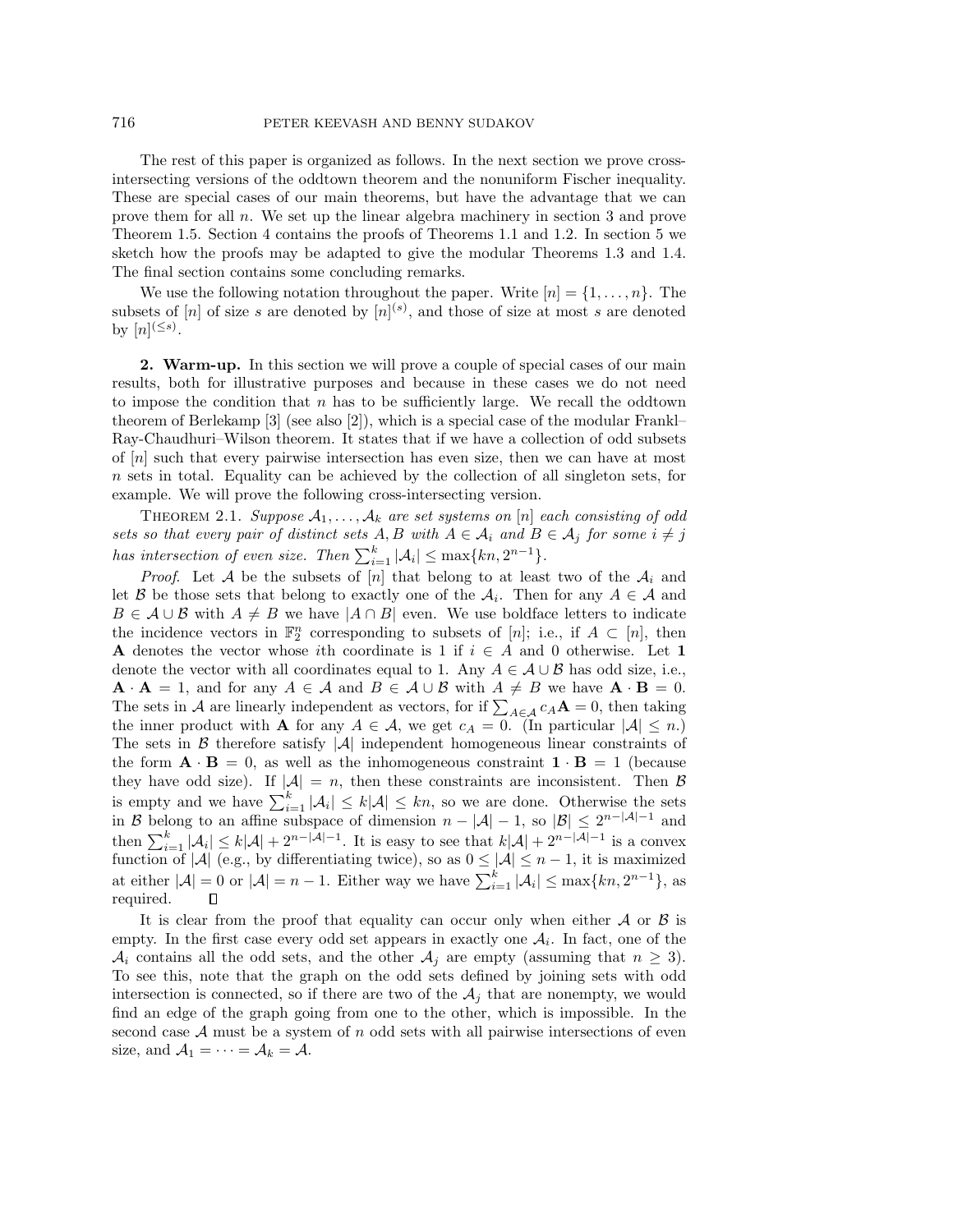The rest of this paper is organized as follows. In the next section we prove cross-intersecting versions of the oddtown theorem and the nonuniform Fischer inequality. These are special cases of our main theorems, but have the advantage that we can prove them for all $n$. We set up the linear algebra machinery in section 3 and prove Theorem 1.5. Section 4 contains the proofs of Theorems 1.1 and 1.2. In section 5 we sketch how the proofs may be adapted to give the modular Theorems 1.3 and 1.4. The final section contains some concluding remarks.

We use the following notation throughout the paper. Write $[n] = \{1, \dots, n\}$. The subsets of $[n]$ of size $s$ are denoted by $[n]^{(s)}$, and those of size at most $s$ are denoted by $[n]^{(\leq s)}$.

## 2. Warm-up.

In this section we will prove a couple of special cases of our main results, both for illustrative purposes and because in these cases we do not need to impose the condition that $n$ has to be sufficiently large. We recall the oddtown theorem of Berlekamp [3] (see also [2]), which is a special case of the modular Frankl–Ray-Chaudhuri–Wilson theorem. It states that if we have a collection of odd subsets of $[n]$ such that every pairwise intersection has even size, then we can have at most $n$ sets in total. Equality can be achieved by the collection of all singleton sets, for example. We will prove the following cross-intersecting version.

THEOREM 2.1. *Suppose $\mathcal{A}_1, \dots, \mathcal{A}_k$ are set systems on $[n]$ each consisting of odd sets so that every pair of distinct sets $A, B$ with $A \in \mathcal{A}_i$ and $B \in \mathcal{A}_j$ for some $i \neq j$ has intersection of even size. Then $\sum_{i=1}^k |\mathcal{A}_i| \leq \max\{kn, 2^{n-1}\}$.*

*Proof*. Let $\mathcal{A}$ be the subsets of $[n]$ that belong to at least two of the $\mathcal{A}_i$ and let $\mathcal{B}$ be those sets that belong to exactly one of the $\mathcal{A}_i$. Then for any $A \in \mathcal{A}$ and $B \in \mathcal{A} \cup \mathcal{B}$ with $A \neq B$ we have $|A \cap B|$ even. We use boldface letters to indicate the incidence vectors in $\mathbb{F}_2^n$ corresponding to subsets of $[n]$; i.e., if $A \subset [n]$, then $\mathbf{A}$ denotes the vector whose $i$th coordinate is 1 if $i \in A$ and 0 otherwise. Let $\mathbf{1}$ denote the vector with all coordinates equal to 1. Any $A \in \mathcal{A} \cup \mathcal{B}$ has odd size, i.e., $\mathbf{A} \cdot \mathbf{A} = 1$, and for any $A \in \mathcal{A}$ and $B \in \mathcal{A} \cup \mathcal{B}$ with $A \neq B$ we have $\mathbf{A} \cdot \mathbf{B} = 0$. The sets in $\mathcal{A}$ are linearly independent as vectors, for if $\sum_{A \in \mathcal{A}} c_A \mathbf{A} = 0$, then taking the inner product with $\mathbf{A}$ for any $A \in \mathcal{A}$, we get $c_A = 0$. (In particular $|\mathcal{A}| \leq n$.) The sets in $\mathcal{B}$ therefore satisfy $|\mathcal{A}|$ independent homogeneous linear constraints of the form $\mathbf{A} \cdot \mathbf{B} = 0$, as well as the inhomogeneous constraint $\mathbf{1} \cdot \mathbf{B} = 1$ (because they have odd size). If $|\mathcal{A}| = n$, then these constraints are inconsistent. Then $\mathcal{B}$ is empty and we have $\sum_{i=1}^k |\mathcal{A}_i| \leq k|\mathcal{A}| \leq kn$, so we are done. Otherwise the sets in $\mathcal{B}$ belong to an affine subspace of dimension $n - |\mathcal{A}| - 1$, so $|\mathcal{B}| \leq 2^{n-|\mathcal{A}|-1}$ and then $\sum_{i=1}^k |\mathcal{A}_i| \leq k|\mathcal{A}| + 2^{n-|\mathcal{A}|-1}$. It is easy to see that $k|\mathcal{A}| + 2^{n-|\mathcal{A}|-1}$ is a convex function of $|\mathcal{A}|$ (e.g., by differentiating twice), so as $0 \leq |\mathcal{A}| \leq n-1$, it is maximized at either $|\mathcal{A}| = 0$ or $|\mathcal{A}| = n-1$. Either way we have $\sum_{i=1}^k |\mathcal{A}_i| \leq \max\{kn, 2^{n-1}\}$, as required. ∎

It is clear from the proof that equality can occur only when either $\mathcal{A}$ or $\mathcal{B}$ is empty. In the first case every odd set appears in exactly one $\mathcal{A}_i$. In fact, one of the $\mathcal{A}_i$ contains all the odd sets, and the other $\mathcal{A}_j$ are empty (assuming that $n \geq 3$). To see this, note that the graph on the odd sets defined by joining sets with odd intersection is connected, so if there are two of the $\mathcal{A}_j$ that are nonempty, we would find an edge of the graph going from one to the other, which is impossible. In the second case $\mathcal{A}$ must be a system of $n$ odd sets with all pairwise intersections of even size, and $\mathcal{A}_1 = \cdots = \mathcal{A}_k = \mathcal{A}$.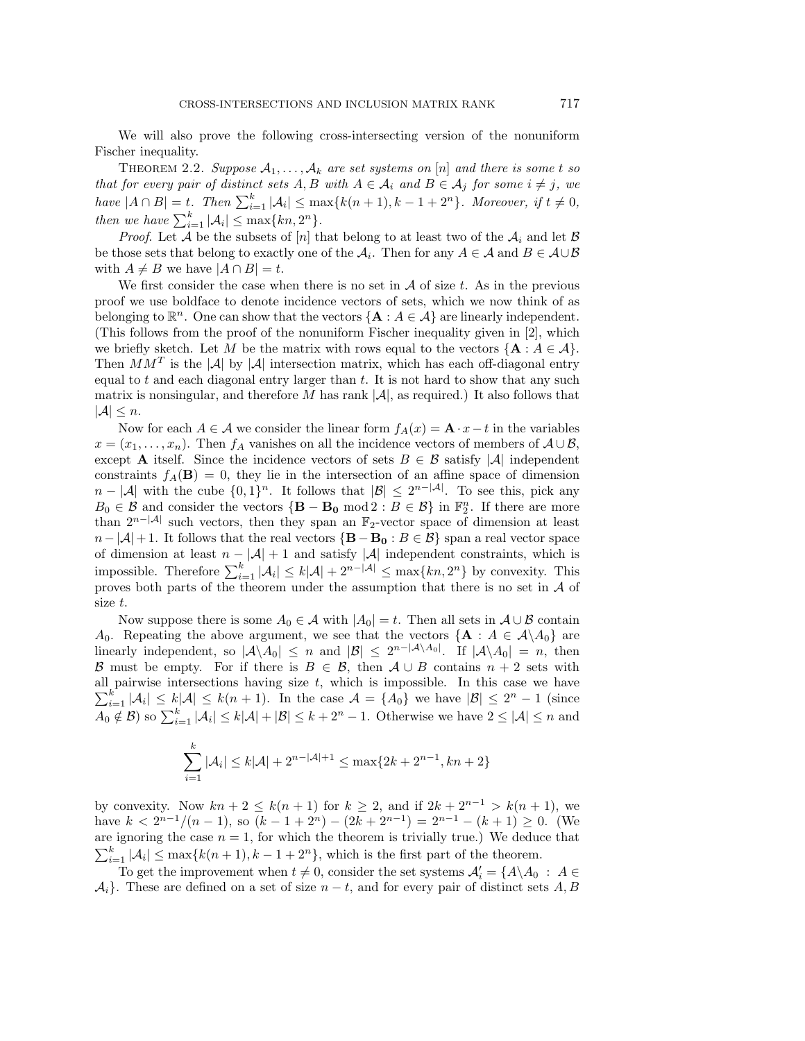We will also prove the following cross-intersecting version of the nonuniform Fischer inequality.

Theorem 2.2. *Suppose $\mathcal{A}_1, \ldots, \mathcal{A}_k$ are set systems on $[n]$ and there is some $t$ so that for every pair of distinct sets $A, B$ with $A \in \mathcal{A}_i$ and $B \in \mathcal{A}_j$ for some $i \neq j$, we have $|A \cap B| = t$. Then $\sum_{i=1}^k |\mathcal{A}_i| \le \max\{k(n+1), k-1+2^n\}$. Moreover, if $t \neq 0$, then we have $\sum_{i=1}^k |\mathcal{A}_i| \le \max\{kn, 2^n\}$.*

*Proof.* Let $\mathcal{A}$ be the subsets of $[n]$ that belong to at least two of the $\mathcal{A}_i$ and let $\mathcal{B}$ be those sets that belong to exactly one of the $\mathcal{A}_i$. Then for any $A \in \mathcal{A}$ and $B \in \mathcal{A} \cup \mathcal{B}$ with $A \neq B$ we have $|A \cap B| = t$.

We first consider the case when there is no set in $\mathcal{A}$ of size $t$. As in the previous proof we use boldface to denote incidence vectors of sets, which we now think of as belonging to $\mathbb{R}^n$. One can show that the vectors $\{\mathbf{A} : A \in \mathcal{A}\}$ are linearly independent. (This follows from the proof of the nonuniform Fischer inequality given in [2], which we briefly sketch. Let $M$ be the matrix with rows equal to the vectors $\{\mathbf{A} : A \in \mathcal{A}\}$. Then $MM^T$ is the $|\mathcal{A}|$ by $|\mathcal{A}|$ intersection matrix, which has each off-diagonal entry equal to $t$ and each diagonal entry larger than $t$. It is not hard to show that any such matrix is nonsingular, and therefore $M$ has rank $|\mathcal{A}|$, as required.) It also follows that $|\mathcal{A}| \le n$.

Now for each $A \in \mathcal{A}$ we consider the linear form $f_A(x) = \mathbf{A} \cdot x - t$ in the variables $x = (x_1, \ldots, x_n)$. Then $f_A$ vanishes on all the incidence vectors of members of $\mathcal{A} \cup \mathcal{B}$, except $\mathbf{A}$ itself. Since the incidence vectors of sets $B \in \mathcal{B}$ satisfy $|\mathcal{A}|$ independent constraints $f_A(\mathbf{B}) = 0$, they lie in the intersection of an affine space of dimension $n - |\mathcal{A}|$ with the cube $\{0,1\}^n$. It follows that $|\mathcal{B}| \le 2^{n-|\mathcal{A}|}$. To see this, pick any $B_0 \in \mathcal{B}$ and consider the vectors $\{\mathbf{B} - \mathbf{B_0} \bmod 2 : B \in \mathcal{B}\}$ in $\mathbb{F}_2^n$. If there are more than $2^{n-|\mathcal{A}|}$ such vectors, then they span an $\mathbb{F}_2$-vector space of dimension at least $n - |\mathcal{A}| + 1$. It follows that the real vectors $\{\mathbf{B} - \mathbf{B_0} : B \in \mathcal{B}\}$ span a real vector space of dimension at least $n - |\mathcal{A}| + 1$ and satisfy $|\mathcal{A}|$ independent constraints, which is impossible. Therefore $\sum_{i=1}^k |\mathcal{A}_i| \le k|\mathcal{A}| + 2^{n-|\mathcal{A}|} \le \max\{kn, 2^n\}$ by convexity. This proves both parts of the theorem under the assumption that there is no set in $\mathcal{A}$ of size $t$.

Now suppose there is some $A_0 \in \mathcal{A}$ with $|A_0| = t$. Then all sets in $\mathcal{A} \cup \mathcal{B}$ contain $A_0$. Repeating the above argument, we see that the vectors $\{\mathbf{A} : A \in \mathcal{A} \backslash A_0\}$ are linearly independent, so $|\mathcal{A} \backslash A_0| \le n$ and $|\mathcal{B}| \le 2^{n-|\mathcal{A} \backslash A_0|}$. If $|\mathcal{A} \backslash A_0| = n$, then $\mathcal{B}$ must be empty. For if there is $B \in \mathcal{B}$, then $\mathcal{A} \cup B$ contains $n+2$ sets with all pairwise intersections having size $t$, which is impossible. In this case we have $\sum_{i=1}^k |\mathcal{A}_i| \le k|\mathcal{A}| \le k(n+1)$. In the case $\mathcal{A} = \{A_0\}$ we have $|\mathcal{B}| \le 2^n - 1$ (since $A_0 \notin \mathcal{B}$) so $\sum_{i=1}^k |\mathcal{A}_i| \le k|\mathcal{A}| + |\mathcal{B}| \le k + 2^n - 1$. Otherwise we have $2 \le |\mathcal{A}| \le n$ and

$$\sum_{i=1}^k |\mathcal{A}_i| \le k|\mathcal{A}| + 2^{n-|\mathcal{A}|+1} \le \max\{2k + 2^{n-1}, kn + 2\}$$

by convexity. Now $kn + 2 \le k(n+1)$ for $k \ge 2$, and if $2k + 2^{n-1} > k(n+1)$, we have $k < 2^{n-1}/(n-1)$, so $(k - 1 + 2^n) - (2k + 2^{n-1}) = 2^{n-1} - (k+1) \ge 0$. (We are ignoring the case $n = 1$, for which the theorem is trivially true.) We deduce that $\sum_{i=1}^k |\mathcal{A}_i| \le \max\{k(n+1), k - 1 + 2^n\}$, which is the first part of the theorem.

To get the improvement when $t \neq 0$, consider the set systems $\mathcal{A}'_i = \{A \backslash A_0 : A \in \mathcal{A}_i\}$. These are defined on a set of size $n - t$, and for every pair of distinct sets $A, B$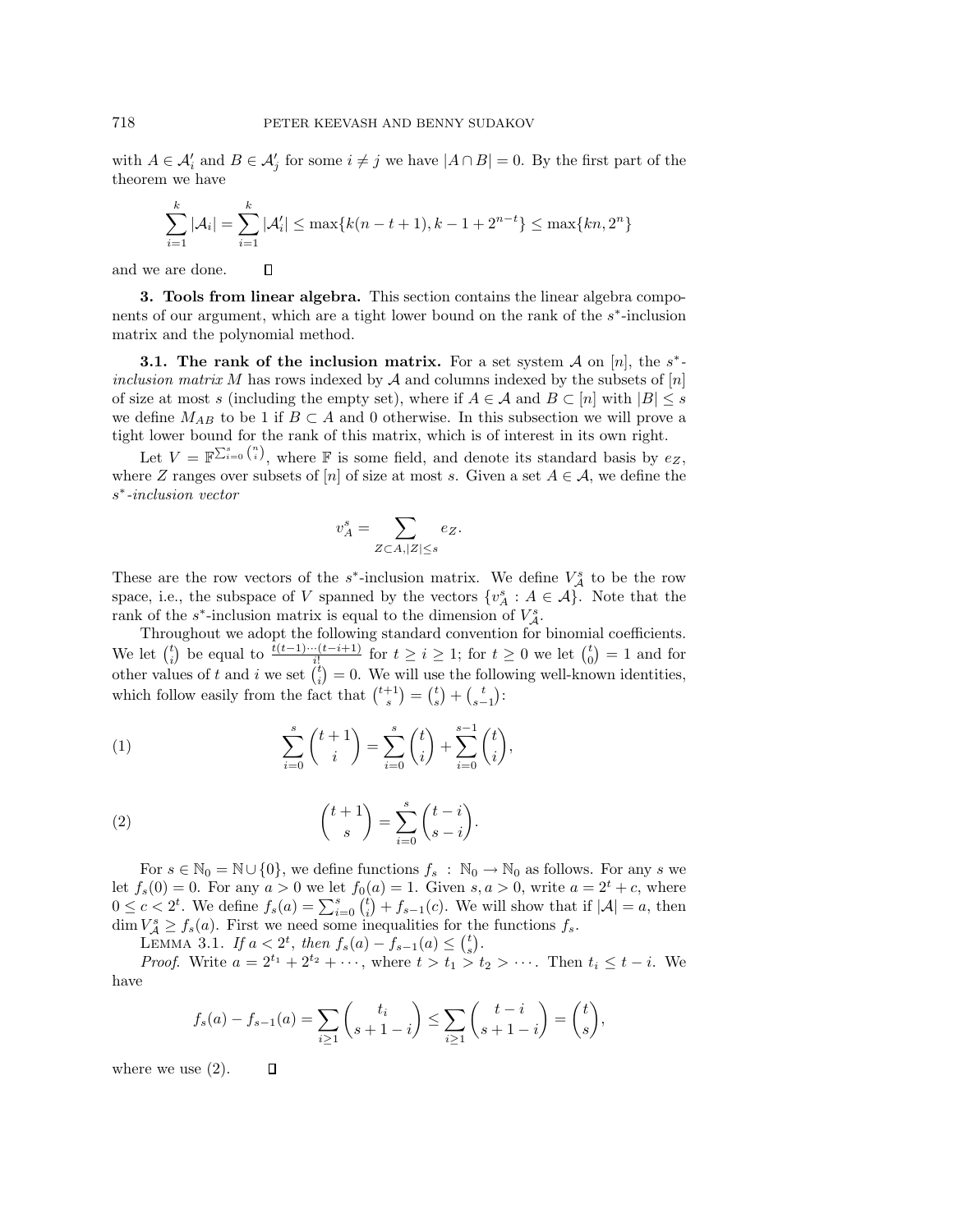with $A \in \mathcal{A}'_i$ and $B \in \mathcal{A}'_j$ for some $i \neq j$ we have $|A \cap B| = 0$. By the first part of the theorem we have

$$\sum_{i=1}^{k} |\mathcal{A}_i| = \sum_{i=1}^{k} |\mathcal{A}'_i| \leq \max\{k(n-t+1), k-1+2^{n-t}\} \leq \max\{kn, 2^n\}$$

and we are done. $\square$

**3. Tools from linear algebra.** This section contains the linear algebra components of our argument, which are a tight lower bound on the rank of the $s^*$-inclusion matrix and the polynomial method.

**3.1. The rank of the inclusion matrix.** For a set system $\mathcal{A}$ on $[n]$, the $s^*$-*inclusion matrix* $M$ has rows indexed by $\mathcal{A}$ and columns indexed by the subsets of $[n]$ of size at most $s$ (including the empty set), where if $A \in \mathcal{A}$ and $B \subset [n]$ with $|B| \leq s$ we define $M_{AB}$ to be 1 if $B \subset A$ and 0 otherwise. In this subsection we will prove a tight lower bound for the rank of this matrix, which is of interest in its own right.

Let $V = \mathbb{F}^{\sum_{i=0}^{s} \binom{n}{i}}$, where $\mathbb{F}$ is some field, and denote its standard basis by $e_Z$, where $Z$ ranges over subsets of $[n]$ of size at most $s$. Given a set $A \in \mathcal{A}$, we define the $s^*$-*inclusion vector*

$$v_A^s = \sum_{Z \subset A, |Z| \leq s} e_Z.$$

These are the row vectors of the $s^*$-inclusion matrix. We define $V_{\mathcal{A}}^s$ to be the row space, i.e., the subspace of $V$ spanned by the vectors $\{v_A^s : A \in \mathcal{A}\}$. Note that the rank of the $s^*$-inclusion matrix is equal to the dimension of $V_{\mathcal{A}}^s$.

Throughout we adopt the following standard convention for binomial coefficients. We let $\binom{t}{i}$ be equal to $\frac{t(t-1)\cdots(t-i+1)}{i!}$ for $t \geq i \geq 1$; for $t \geq 0$ we let $\binom{t}{0} = 1$ and for other values of $t$ and $i$ we set $\binom{t}{i} = 0$. We will use the following well-known identities, which follow easily from the fact that $\binom{t+1}{s} = \binom{t}{s} + \binom{t}{s-1}$:

$$\sum_{i=0}^{s} \binom{t+1}{i} = \sum_{i=0}^{s} \binom{t}{i} + \sum_{i=0}^{s-1} \binom{t}{i}, \tag{1}$$

$$\binom{t+1}{s} = \sum_{i=0}^{s} \binom{t-i}{s-i}. \tag{2}$$

For $s \in \mathbb{N}_0 = \mathbb{N} \cup \{0\}$, we define functions $f_s : \mathbb{N}_0 \to \mathbb{N}_0$ as follows. For any $s$ we let $f_s(0) = 0$. For any $a > 0$ we let $f_0(a) = 1$. Given $s, a > 0$, write $a = 2^t + c$, where $0 \leq c < 2^t$. We define $f_s(a) = \sum_{i=0}^{s} \binom{t}{i} + f_{s-1}(c)$. We will show that if $|\mathcal{A}| = a$, then $\dim V_{\mathcal{A}}^s \geq f_s(a)$. First we need some inequalities for the functions $f_s$.

LEMMA 3.1. *If $a < 2^t$, then $f_s(a) - f_{s-1}(a) \leq \binom{t}{s}$.*

*Proof.* Write $a = 2^{t_1} + 2^{t_2} + \cdots$, where $t > t_1 > t_2 > \cdots$. Then $t_i \leq t - i$. We have

$$f_s(a) - f_{s-1}(a) = \sum_{i \geq 1} \binom{t_i}{s+1-i} \leq \sum_{i \geq 1} \binom{t-i}{s+1-i} = \binom{t}{s},$$

where we use (2). $\square$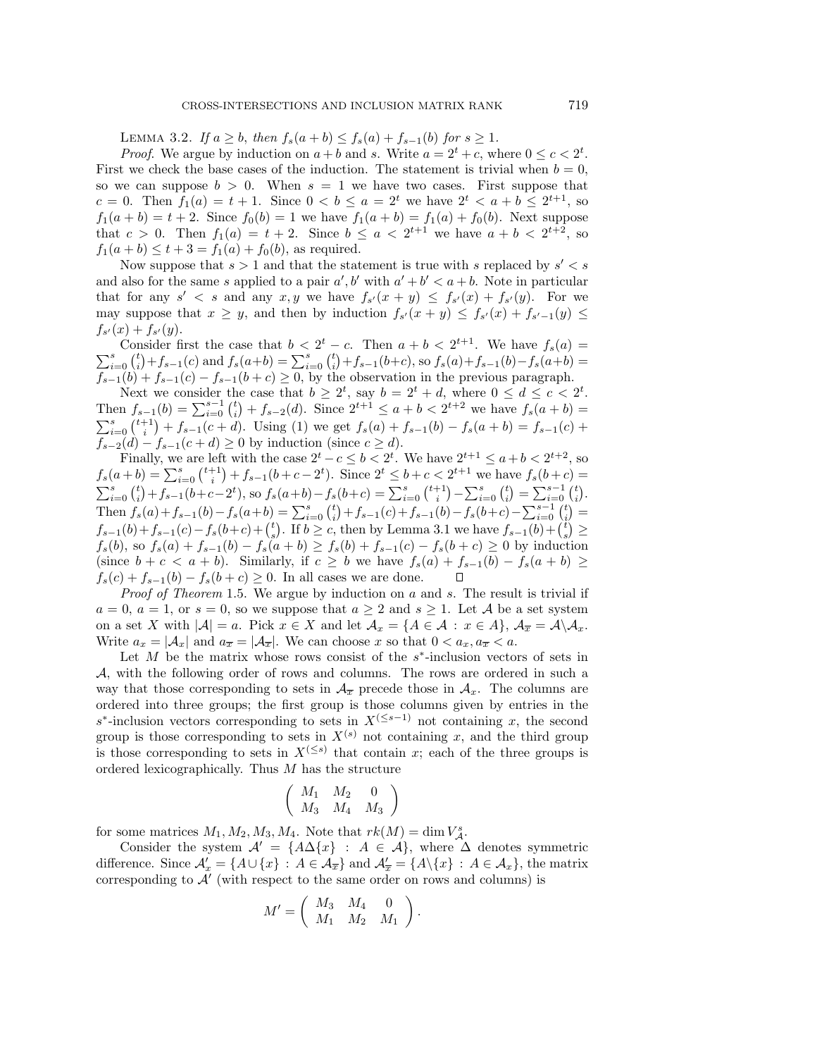LEMMA 3.2. *If $a \geq b$, then $f_s(a+b) \leq f_s(a) + f_{s-1}(b)$ for $s \geq 1$.*

*Proof.* We argue by induction on $a+b$ and $s$. Write $a = 2^t + c$, where $0 \leq c < 2^t$. First we check the base cases of the induction. The statement is trivial when $b = 0$, so we can suppose $b > 0$. When $s = 1$ we have two cases. First suppose that $c = 0$. Then $f_1(a) = t+1$. Since $0 < b \leq a = 2^t$ we have $2^t < a+b \leq 2^{t+1}$, so $f_1(a+b) = t+2$. Since $f_0(b) = 1$ we have $f_1(a+b) = f_1(a) + f_0(b)$. Next suppose that $c > 0$. Then $f_1(a) = t+2$. Since $b \leq a < 2^{t+1}$ we have $a+b < 2^{t+2}$, so $f_1(a+b) \leq t+3 = f_1(a) + f_0(b)$, as required.

Now suppose that $s > 1$ and that the statement is true with $s$ replaced by $s' < s$ and also for the same $s$ applied to a pair $a', b'$ with $a' + b' < a + b$. Note in particular that for any $s' < s$ and any $x, y$ we have $f_{s'}(x+y) \leq f_{s'}(x) + f_{s'}(y)$. For we may suppose that $x \geq y$, and then by induction $f_{s'}(x+y) \leq f_{s'}(x) + f_{s'-1}(y) \leq f_{s'}(x) + f_{s'}(y)$.

Consider first the case that $b < 2^t - c$. Then $a + b < 2^{t+1}$. We have $f_s(a) = \sum_{i=0}^{s} \binom{t}{i} + f_{s-1}(c)$ and $f_s(a+b) = \sum_{i=0}^{s} \binom{t}{i} + f_{s-1}(b+c)$, so $f_s(a) + f_{s-1}(b) - f_s(a+b) = f_{s-1}(b) + f_{s-1}(c) - f_{s-1}(b+c) \geq 0$, by the observation in the previous paragraph.

Next we consider the case that $b \geq 2^t$, say $b = 2^t + d$, where $0 \leq d \leq c < 2^t$. Then $f_{s-1}(b) = \sum_{i=0}^{s-1} \binom{t}{i} + f_{s-2}(d)$. Since $2^{t+1} \leq a + b < 2^{t+2}$ we have $f_s(a+b) = \sum_{i=0}^{s} \binom{t+1}{i} + f_{s-1}(c+d)$. Using (1) we get $f_s(a) + f_{s-1}(b) - f_s(a+b) = f_{s-1}(c) + f_{s-2}(d) - f_{s-1}(c+d) \geq 0$ by induction (since $c \geq d$).

Finally, we are left with the case $2^t - c \leq b < 2^t$. We have $2^{t+1} \leq a + b < 2^{t+2}$, so $f_s(a+b) = \sum_{i=0}^{s} \binom{t+1}{i} + f_{s-1}(b + c - 2^t)$. Since $2^t \leq b + c < 2^{t+1}$ we have $f_s(b+c) = \sum_{i=0}^{s} \binom{t}{i} + f_{s-1}(b+c-2^t)$, so $f_s(a+b) - f_s(b+c) = \sum_{i=0}^{s} \binom{t+1}{i} - \sum_{i=0}^{s} \binom{t}{i} = \sum_{i=0}^{s-1} \binom{t}{i}$. Then $f_s(a) + f_{s-1}(b) - f_s(a+b) = \sum_{i=0}^{s} \binom{t}{i} + f_{s-1}(c) + f_{s-1}(b) - f_s(b+c) - \sum_{i=0}^{s-1} \binom{t}{i} = f_{s-1}(b) + f_{s-1}(c) - f_s(b+c) + \binom{t}{s}$. If $b \geq c$, then by Lemma 3.1 we have $f_{s-1}(b) + \binom{t}{s} \geq f_s(b)$, so $f_s(a) + f_{s-1}(b) - f_s(a+b) \geq f_s(b) + f_{s-1}(c) - f_s(b+c) \geq 0$ by induction (since $b + c < a + b$). Similarly, if $c \geq b$ we have $f_s(a) + f_{s-1}(b) - f_s(a+b) \geq f_s(c) + f_{s-1}(b) - f_s(b+c) \geq 0$. In all cases we are done. $\square$

*Proof of Theorem* 1.5. We argue by induction on $a$ and $s$. The result is trivial if $a = 0$, $a = 1$, or $s = 0$, so we suppose that $a \geq 2$ and $s \geq 1$. Let $\mathcal{A}$ be a set system on a set $X$ with $|\mathcal{A}| = a$. Pick $x \in X$ and let $\mathcal{A}_x = \{A \in \mathcal{A} : x \in A\}$, $\mathcal{A}_{\overline{x}} = \mathcal{A} \backslash \mathcal{A}_x$. Write $a_x = |\mathcal{A}_x|$ and $a_{\overline{x}} = |\mathcal{A}_{\overline{x}}|$. We can choose $x$ so that $0 < a_x, a_{\overline{x}} < a$.

Let $M$ be the matrix whose rows consist of the $s^*$-inclusion vectors of sets in $\mathcal{A}$, with the following order of rows and columns. The rows are ordered in such a way that those corresponding to sets in $\mathcal{A}_{\overline{x}}$ precede those in $\mathcal{A}_x$. The columns are ordered into three groups; the first group is those columns given by entries in the $s^*$-inclusion vectors corresponding to sets in $X^{(\leq s-1)}$ not containing $x$, the second group is those corresponding to sets in $X^{(s)}$ not containing $x$, and the third group is those corresponding to sets in $X^{(\leq s)}$ that contain $x$; each of the three groups is ordered lexicographically. Thus $M$ has the structure

$$\begin{pmatrix} M_1 & M_2 & 0 \\ M_3 & M_4 & M_3 \end{pmatrix}$$

for some matrices $M_1, M_2, M_3, M_4$. Note that $rk(M) = \dim V_{\mathcal{A}}^s$.

Consider the system $\mathcal{A}' = \{A \Delta \{x\} : A \in \mathcal{A}\}$, where $\Delta$ denotes symmetric difference. Since $\mathcal{A}'_x = \{A \cup \{x\} : A \in \mathcal{A}_{\overline{x}}\}$ and $\mathcal{A}'_{\overline{x}} = \{A \backslash \{x\} : A \in \mathcal{A}_x\}$, the matrix corresponding to $\mathcal{A}'$ (with respect to the same order on rows and columns) is

$$M' = \begin{pmatrix} M_3 & M_4 & 0 \\ M_1 & M_2 & M_1 \end{pmatrix}.$$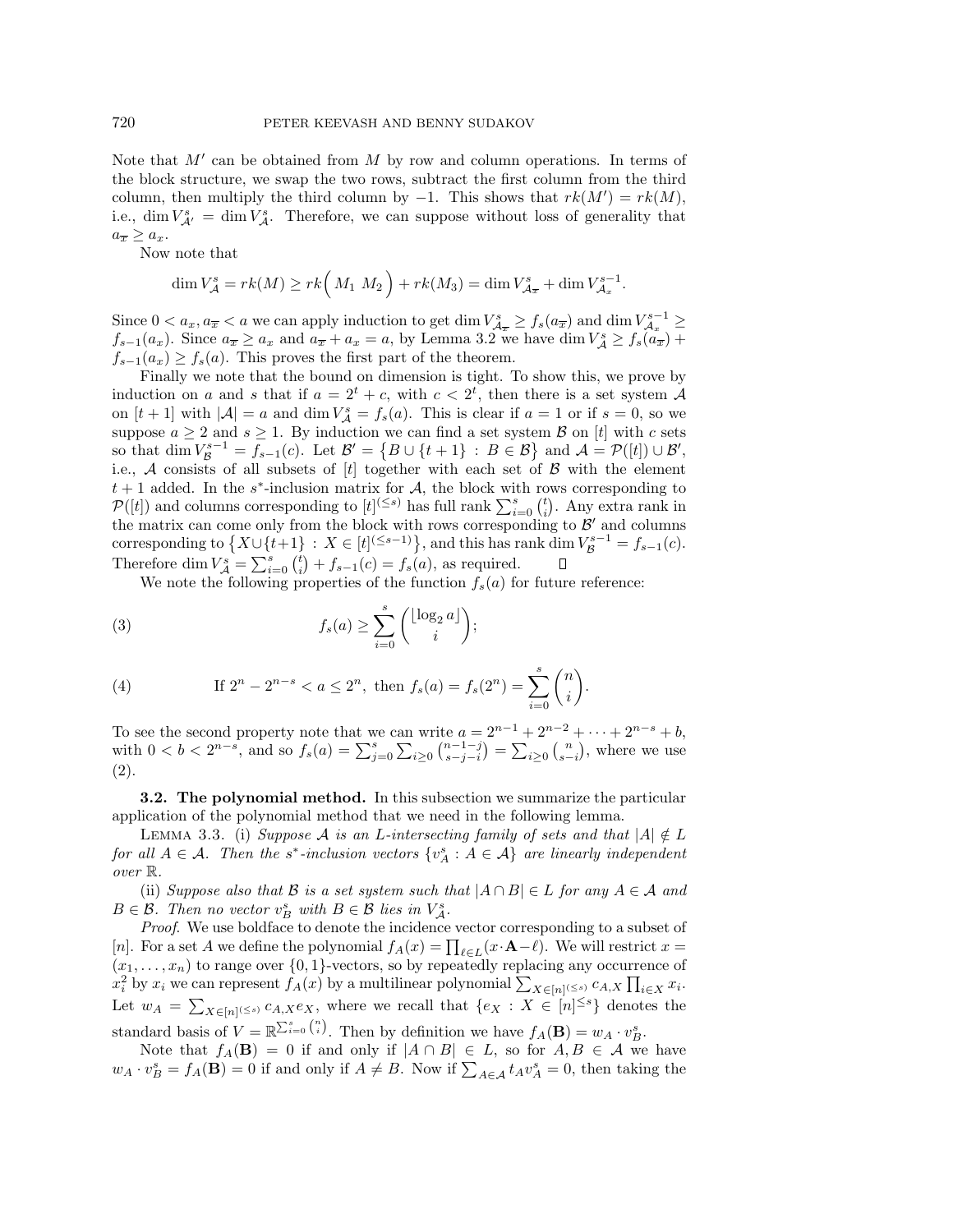Note that $M'$ can be obtained from $M$ by row and column operations. In terms of the block structure, we swap the two rows, subtract the first column from the third column, then multiply the third column by $-1$. This shows that $rk(M') = rk(M)$, i.e., $\dim V^s_{\mathcal{A}'} = \dim V^s_{\mathcal{A}}$. Therefore, we can suppose without loss of generality that $a_{\overline{x}} \geq a_x$.

Now note that

$$\dim V^s_{\mathcal{A}} = rk(M) \geq rk\Big( M_1 \;\, M_2 \Big) + rk(M_3) = \dim V^s_{\mathcal{A}_{\overline{x}}} + \dim V^{s-1}_{\mathcal{A}_x}.$$

Since $0 < a_x, a_{\overline{x}} < a$ we can apply induction to get $\dim V^s_{\mathcal{A}_{\overline{x}}} \geq f_s(a_{\overline{x}})$ and $\dim V^{s-1}_{\mathcal{A}_x} \geq f_{s-1}(a_x)$. Since $a_{\overline{x}} \geq a_x$ and $a_{\overline{x}} + a_x = a$, by Lemma 3.2 we have $\dim V^s_{\mathcal{A}} \geq f_s(a_{\overline{x}}) + f_{s-1}(a_x) \geq f_s(a)$. This proves the first part of the theorem.

Finally we note that the bound on dimension is tight. To show this, we prove by induction on $a$ and $s$ that if $a = 2^t + c$, with $c < 2^t$, then there is a set system $\mathcal{A}$ on $[t+1]$ with $|\mathcal{A}| = a$ and $\dim V^s_{\mathcal{A}} = f_s(a)$. This is clear if $a = 1$ or if $s = 0$, so we suppose $a \geq 2$ and $s \geq 1$. By induction we can find a set system $\mathcal{B}$ on $[t]$ with $c$ sets so that $\dim V^{s-1}_{\mathcal{B}} = f_{s-1}(c)$. Let $\mathcal{B}' = \big\{B \cup \{t+1\} : B \in \mathcal{B}\big\}$ and $\mathcal{A} = \mathcal{P}([t]) \cup \mathcal{B}'$, i.e., $\mathcal{A}$ consists of all subsets of $[t]$ together with each set of $\mathcal{B}$ with the element $t+1$ added. In the $s^*$-inclusion matrix for $\mathcal{A}$, the block with rows corresponding to $\mathcal{P}([t])$ and columns corresponding to $[t]^{(\leq s)}$ has full rank $\sum_{i=0}^{s} \binom{t}{i}$. Any extra rank in the matrix can come only from the block with rows corresponding to $\mathcal{B}'$ and columns corresponding to $\big\{X \cup \{t+1\} : X \in [t]^{(\leq s-1)}\big\}$, and this has rank $\dim V^{s-1}_{\mathcal{B}} = f_{s-1}(c)$. Therefore $\dim V^s_{\mathcal{A}} = \sum_{i=0}^{s} \binom{t}{i} + f_{s-1}(c) = f_s(a)$, as required. $\square$

We note the following properties of the function $f_s(a)$ for future reference:

$$f_s(a) \geq \sum_{i=0}^{s} \binom{\lfloor \log_2 a \rfloor}{i}; \tag{3}$$

$$\text{If } 2^n - 2^{n-s} < a \leq 2^n, \text{ then } f_s(a) = f_s(2^n) = \sum_{i=0}^{s} \binom{n}{i}. \tag{4}$$

To see the second property note that we can write $a = 2^{n-1} + 2^{n-2} + \cdots + 2^{n-s} + b$, with $0 < b < 2^{n-s}$, and so $f_s(a) = \sum_{j=0}^{s} \sum_{i \geq 0} \binom{n-1-j}{s-j-i} = \sum_{i \geq 0} \binom{n}{s-i}$, where we use (2).

**3.2. The polynomial method.** In this subsection we summarize the particular application of the polynomial method that we need in the following lemma.

Lemma 3.3. (i) *Suppose $\mathcal{A}$ is an $L$-intersecting family of sets and that $|A| \notin L$ for all $A \in \mathcal{A}$. Then the $s^*$-inclusion vectors $\{v^s_A : A \in \mathcal{A}\}$ are linearly independent over $\mathbb{R}$.*

(ii) *Suppose also that $\mathcal{B}$ is a set system such that $|A \cap B| \in L$ for any $A \in \mathcal{A}$ and $B \in \mathcal{B}$. Then no vector $v^s_B$ with $B \in \mathcal{B}$ lies in $V^s_{\mathcal{A}}$.*

*Proof.* We use boldface to denote the incidence vector corresponding to a subset of $[n]$. For a set $A$ we define the polynomial $f_A(x) = \prod_{\ell \in L}(x \cdot \mathbf{A} - \ell)$. We will restrict $x = (x_1, \ldots, x_n)$ to range over $\{0,1\}$-vectors, so by repeatedly replacing any occurrence of $x_i^2$ by $x_i$ we can represent $f_A(x)$ by a multilinear polynomial $\sum_{X \in [n]^{(\leq s)}} c_{A,X} \prod_{i \in X} x_i$. Let $w_A = \sum_{X \in [n]^{(\leq s)}} c_{A,X} e_X$, where we recall that $\{e_X : X \in [n]^{\leq s}\}$ denotes the standard basis of $V = \mathbb{R}^{\sum_{i=0}^{s} \binom{n}{i}}$. Then by definition we have $f_A(\mathbf{B}) = w_A \cdot v^s_B$.

Note that $f_A(\mathbf{B}) = 0$ if and only if $|A \cap B| \in L$, so for $A, B \in \mathcal{A}$ we have $w_A \cdot v^s_B = f_A(\mathbf{B}) = 0$ if and only if $A \neq B$. Now if $\sum_{A \in \mathcal{A}} t_A v^s_A = 0$, then taking the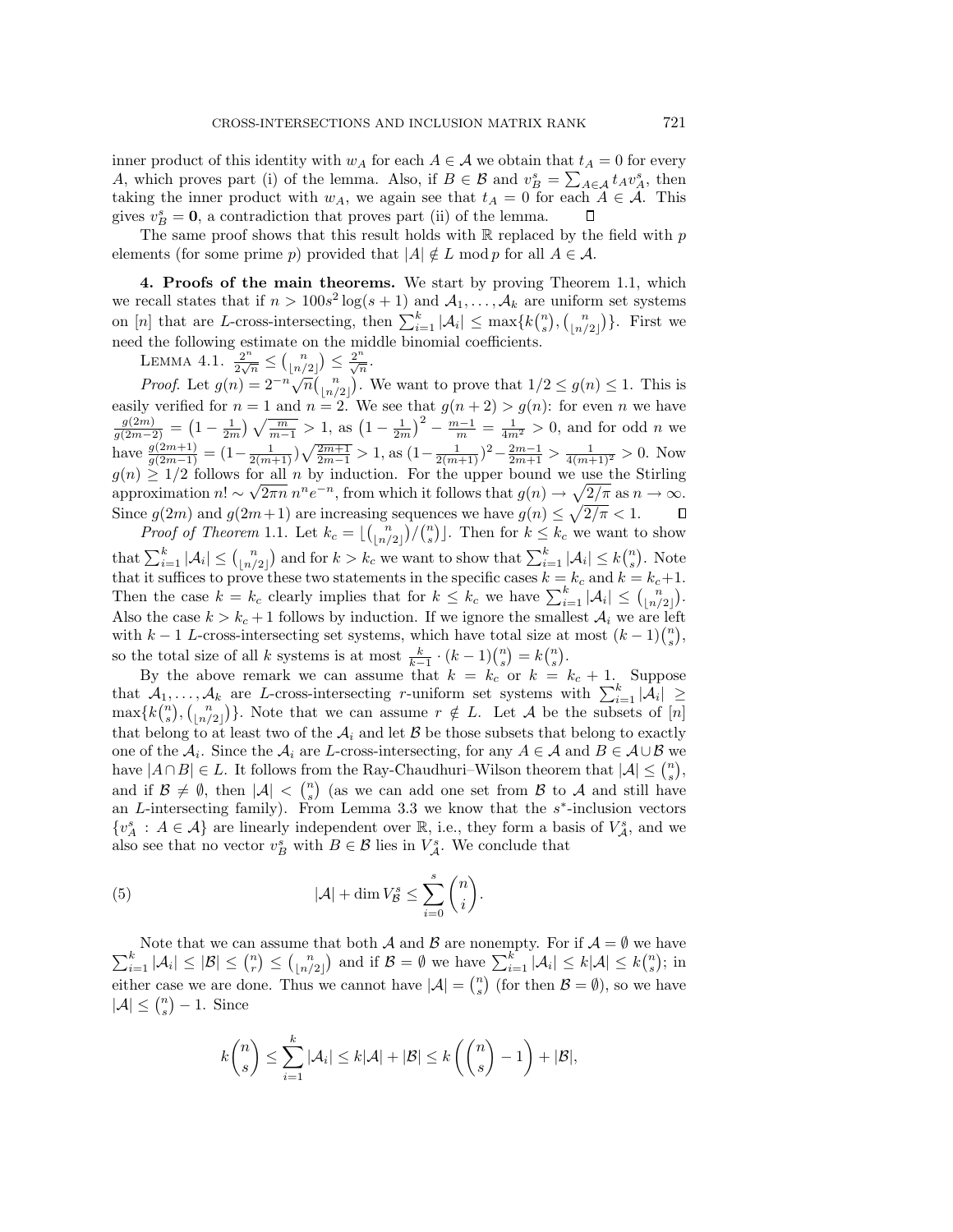inner product of this identity with $w_A$ for each $A \in \mathcal{A}$ we obtain that $t_A = 0$ for every $A$, which proves part (i) of the lemma. Also, if $B \in \mathcal{B}$ and $v_B^s = \sum_{A\in\mathcal{A}} t_A v_A^s$, then taking the inner product with $w_A$, we again see that $t_A = 0$ for each $A \in \mathcal{A}$. This gives $v_B^s = \mathbf{0}$, a contradiction that proves part (ii) of the lemma. $\square$

The same proof shows that this result holds with $\mathbb{R}$ replaced by the field with $p$ elements (for some prime $p$) provided that $|A| \notin L \bmod p$ for all $A \in \mathcal{A}$.

**4. Proofs of the main theorems.** We start by proving Theorem 1.1, which we recall states that if $n > 100s^2 \log(s+1)$ and $\mathcal{A}_1, \ldots, \mathcal{A}_k$ are uniform set systems on $[n]$ that are $L$-cross-intersecting, then $\sum_{i=1}^k |\mathcal{A}_i| \le \max\{k\binom{n}{s}, \binom{n}{\lfloor n/2\rfloor}\}$. First we need the following estimate on the middle binomial coefficients.

Lemma 4.1. $\frac{2^n}{2\sqrt{n}} \le \binom{n}{\lfloor n/2\rfloor} \le \frac{2^n}{\sqrt{n}}$.

*Proof*. Let $g(n) = 2^{-n}\sqrt{n}\binom{n}{\lfloor n/2\rfloor}$. We want to prove that $1/2 \le g(n) \le 1$. This is easily verified for $n=1$ and $n=2$. We see that $g(n+2) > g(n)$: for even $n$ we have $\frac{g(2m)}{g(2m-2)} = \left(1-\frac{1}{2m}\right)\sqrt{\frac{m}{m-1}} > 1$, as $\left(1-\frac{1}{2m}\right)^2 - \frac{m-1}{m} = \frac{1}{4m^2} > 0$, and for odd $n$ we have $\frac{g(2m+1)}{g(2m-1)} = (1-\frac{1}{2(m+1)})\sqrt{\frac{2m+1}{2m-1}} > 1$, as $(1-\frac{1}{2(m+1)})^2 - \frac{2m-1}{2m+1} > \frac{1}{4(m+1)^2} > 0$. Now $g(n) \ge 1/2$ follows for all $n$ by induction. For the upper bound we use the Stirling approximation $n! \sim \sqrt{2\pi n}\, n^n e^{-n}$, from which it follows that $g(n) \to \sqrt{2/\pi}$ as $n \to \infty$. Since $g(2m)$ and $g(2m+1)$ are increasing sequences we have $g(n) \le \sqrt{2/\pi} < 1$. $\square$

*Proof of Theorem* 1.1. Let $k_c = \lfloor \binom{n}{\lfloor n/2\rfloor}/\binom{n}{s}\rfloor$. Then for $k \le k_c$ we want to show that $\sum_{i=1}^k |\mathcal{A}_i| \le \binom{n}{\lfloor n/2\rfloor}$ and for $k > k_c$ we want to show that $\sum_{i=1}^k |\mathcal{A}_i| \le k\binom{n}{s}$. Note that it suffices to prove these two statements in the specific cases $k = k_c$ and $k = k_c+1$. Then the case $k = k_c$ clearly implies that for $k \le k_c$ we have $\sum_{i=1}^k |\mathcal{A}_i| \le \binom{n}{\lfloor n/2\rfloor}$. Also the case $k > k_c+1$ follows by induction. If we ignore the smallest $\mathcal{A}_i$ we are left with $k-1$ $L$-cross-intersecting set systems, which have total size at most $(k-1)\binom{n}{s}$, so the total size of all $k$ systems is at most $\frac{k}{k-1}\cdot(k-1)\binom{n}{s} = k\binom{n}{s}$.

By the above remark we can assume that $k = k_c$ or $k = k_c+1$. Suppose that $\mathcal{A}_1, \ldots, \mathcal{A}_k$ are $L$-cross-intersecting $r$-uniform set systems with $\sum_{i=1}^k |\mathcal{A}_i| \ge \max\{k\binom{n}{s}, \binom{n}{\lfloor n/2\rfloor}\}$. Note that we can assume $r \notin L$. Let $\mathcal{A}$ be the subsets of $[n]$ that belong to at least two of the $\mathcal{A}_i$ and let $\mathcal{B}$ be those subsets that belong to exactly one of the $\mathcal{A}_i$. Since the $\mathcal{A}_i$ are $L$-cross-intersecting, for any $A \in \mathcal{A}$ and $B \in \mathcal{A}\cup\mathcal{B}$ we have $|A\cap B| \in L$. It follows from the Ray-Chaudhuri–Wilson theorem that $|\mathcal{A}| \le \binom{n}{s}$, and if $\mathcal{B} \ne \emptyset$, then $|\mathcal{A}| < \binom{n}{s}$ (as we can add one set from $\mathcal{B}$ to $\mathcal{A}$ and still have an $L$-intersecting family). From Lemma 3.3 we know that the $s^*$-inclusion vectors $\{v_A^s : A \in \mathcal{A}\}$ are linearly independent over $\mathbb{R}$, i.e., they form a basis of $V_{\mathcal{A}}^s$, and we also see that no vector $v_B^s$ with $B \in \mathcal{B}$ lies in $V_{\mathcal{A}}^s$. We conclude that

$$|\mathcal{A}| + \dim V_{\mathcal{B}}^s \le \sum_{i=0}^s \binom{n}{i}. \tag{5}$$

Note that we can assume that both $\mathcal{A}$ and $\mathcal{B}$ are nonempty. For if $\mathcal{A} = \emptyset$ we have $\sum_{i=1}^k |\mathcal{A}_i| \le |\mathcal{B}| \le \binom{n}{r} \le \binom{n}{\lfloor n/2\rfloor}$ and if $\mathcal{B} = \emptyset$ we have $\sum_{i=1}^k |\mathcal{A}_i| \le k|\mathcal{A}| \le k\binom{n}{s}$; in either case we are done. Thus we cannot have $|\mathcal{A}| = \binom{n}{s}$ (for then $\mathcal{B} = \emptyset$), so we have $|\mathcal{A}| \le \binom{n}{s} - 1$. Since

$$k\binom{n}{s} \le \sum_{i=1}^k |\mathcal{A}_i| \le k|\mathcal{A}| + |\mathcal{B}| \le k\left(\binom{n}{s} - 1\right) + |\mathcal{B}|,$$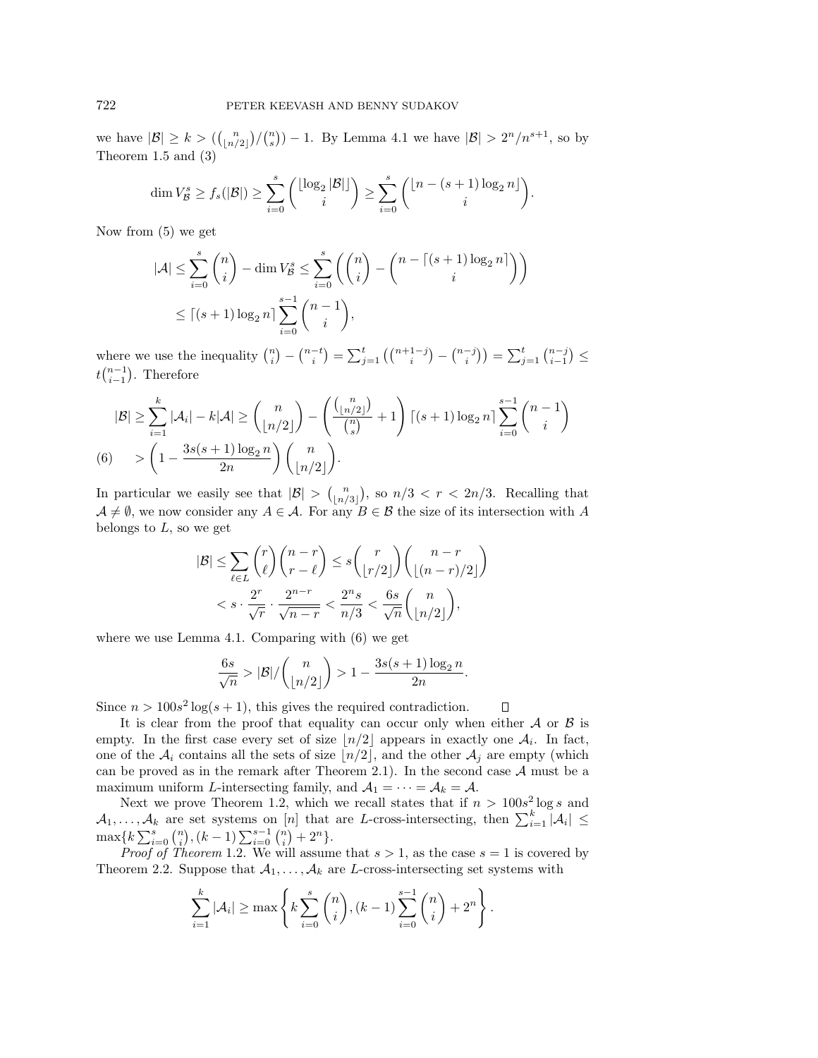we have $|\mathcal{B}| \geq k > (\binom{n}{\lfloor n/2 \rfloor}/\binom{n}{s}) - 1$. By Lemma 4.1 we have $|\mathcal{B}| > 2^n/n^{s+1}$, so by Theorem 1.5 and (3)

$$\dim V_{\mathcal{B}}^s \geq f_s(|\mathcal{B}|) \geq \sum_{i=0}^{s} \binom{\lfloor \log_2 |\mathcal{B}| \rfloor}{i} \geq \sum_{i=0}^{s} \binom{\lfloor n - (s+1)\log_2 n \rfloor}{i}.$$

Now from (5) we get

$$|\mathcal{A}| \leq \sum_{i=0}^{s} \binom{n}{i} - \dim V_{\mathcal{B}}^s \leq \sum_{i=0}^{s} \left( \binom{n}{i} - \binom{n - \lceil (s+1)\log_2 n \rceil}{i} \right)$$
$$\leq \lceil (s+1)\log_2 n \rceil \sum_{i=0}^{s-1} \binom{n-1}{i},$$

where we use the inequality $\binom{n}{i} - \binom{n-t}{i} = \sum_{j=1}^{t} \left( \binom{n+1-j}{i} - \binom{n-j}{i} \right) = \sum_{j=1}^{t} \binom{n-j}{i-1} \leq t\binom{n-1}{i-1}$. Therefore

$$|\mathcal{B}| \geq \sum_{i=1}^{k} |\mathcal{A}_i| - k|\mathcal{A}| \geq \binom{n}{\lfloor n/2 \rfloor} - \left( \frac{\binom{n}{\lfloor n/2 \rfloor}}{\binom{n}{s}} + 1 \right) \lceil (s+1)\log_2 n \rceil \sum_{i=0}^{s-1} \binom{n-1}{i}$$
$$(6) \qquad > \left( 1 - \frac{3s(s+1)\log_2 n}{2n} \right) \binom{n}{\lfloor n/2 \rfloor}.$$

In particular we easily see that $|\mathcal{B}| > \binom{n}{\lfloor n/3 \rfloor}$, so $n/3 < r < 2n/3$. Recalling that $\mathcal{A} \neq \emptyset$, we now consider any $A \in \mathcal{A}$. For any $B \in \mathcal{B}$ the size of its intersection with $A$ belongs to $L$, so we get

$$|\mathcal{B}| \leq \sum_{\ell \in L} \binom{r}{\ell}\binom{n-r}{r-\ell} \leq s\binom{r}{\lfloor r/2 \rfloor}\binom{n-r}{\lfloor (n-r)/2 \rfloor}$$
$$< s \cdot \frac{2^r}{\sqrt{r}} \cdot \frac{2^{n-r}}{\sqrt{n-r}} < \frac{2^n s}{n/3} < \frac{6s}{\sqrt{n}}\binom{n}{\lfloor n/2 \rfloor},$$

where we use Lemma 4.1. Comparing with (6) we get

$$\frac{6s}{\sqrt{n}} > |\mathcal{B}|/\binom{n}{\lfloor n/2 \rfloor} > 1 - \frac{3s(s+1)\log_2 n}{2n}.$$

Since $n > 100s^2 \log(s+1)$, this gives the required contradiction. $\square$

It is clear from the proof that equality can occur only when either $\mathcal{A}$ or $\mathcal{B}$ is empty. In the first case every set of size $\lfloor n/2 \rfloor$ appears in exactly one $\mathcal{A}_i$. In fact, one of the $\mathcal{A}_i$ contains all the sets of size $\lfloor n/2 \rfloor$, and the other $\mathcal{A}_j$ are empty (which can be proved as in the remark after Theorem 2.1). In the second case $\mathcal{A}$ must be a maximum uniform $L$-intersecting family, and $\mathcal{A}_1 = \cdots = \mathcal{A}_k = \mathcal{A}$.

Next we prove Theorem 1.2, which we recall states that if $n > 100s^2 \log s$ and $\mathcal{A}_1, \ldots, \mathcal{A}_k$ are set systems on $[n]$ that are $L$-cross-intersecting, then $\sum_{i=1}^{k} |\mathcal{A}_i| \leq \max\{k\sum_{i=0}^{s}\binom{n}{i}, (k-1)\sum_{i=0}^{s-1}\binom{n}{i} + 2^n\}$.

*Proof of Theorem* 1.2. We will assume that $s > 1$, as the case $s = 1$ is covered by Theorem 2.2. Suppose that $\mathcal{A}_1, \ldots, \mathcal{A}_k$ are $L$-cross-intersecting set systems with

$$\sum_{i=1}^{k} |\mathcal{A}_i| \geq \max\left\{ k\sum_{i=0}^{s}\binom{n}{i}, (k-1)\sum_{i=0}^{s-1}\binom{n}{i} + 2^n \right\}.$$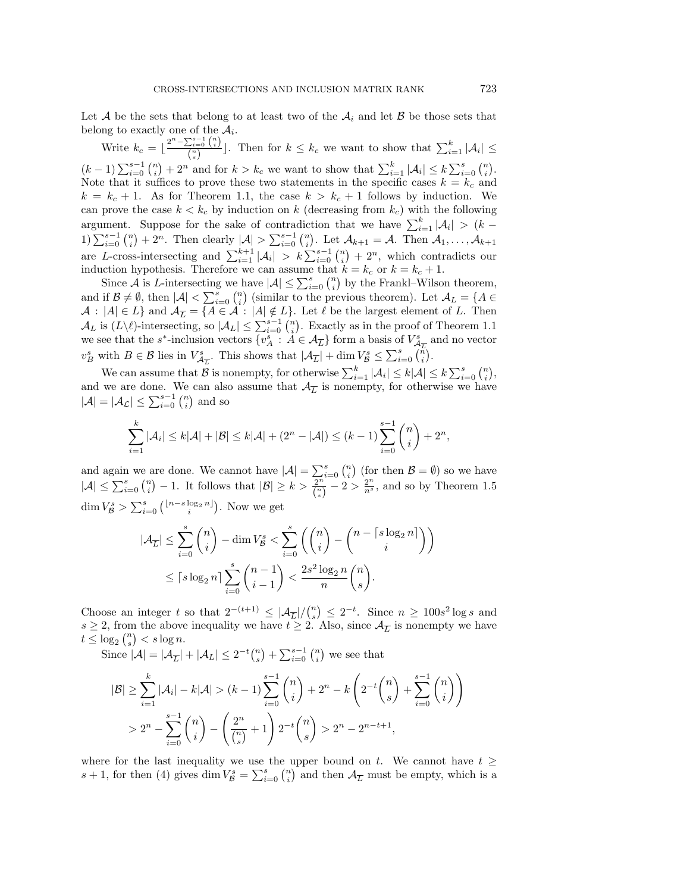Let $\mathcal{A}$ be the sets that belong to at least two of the $\mathcal{A}_i$ and let $\mathcal{B}$ be those sets that belong to exactly one of the $\mathcal{A}_i$.

Write $k_c = \lfloor \frac{2^n - \sum_{i=0}^{s-1}\binom{n}{i}}{\binom{n}{s}} \rfloor$. Then for $k \le k_c$ we want to show that $\sum_{i=1}^k |\mathcal{A}_i| \le (k-1)\sum_{i=0}^{s-1}\binom{n}{i} + 2^n$ and for $k > k_c$ we want to show that $\sum_{i=1}^k |\mathcal{A}_i| \le k\sum_{i=0}^{s}\binom{n}{i}$. Note that it suffices to prove these two statements in the specific cases $k = k_c$ and $k = k_c + 1$. As for Theorem 1.1, the case $k > k_c + 1$ follows by induction. We can prove the case $k < k_c$ by induction on $k$ (decreasing from $k_c$) with the following argument. Suppose for the sake of contradiction that we have $\sum_{i=1}^k |\mathcal{A}_i| > (k-1)\sum_{i=0}^{s-1}\binom{n}{i} + 2^n$. Then clearly $|\mathcal{A}| > \sum_{i=0}^{s-1}\binom{n}{i}$. Let $\mathcal{A}_{k+1} = \mathcal{A}$. Then $\mathcal{A}_1, \ldots, \mathcal{A}_{k+1}$ are $L$-cross-intersecting and $\sum_{i=1}^{k+1} |\mathcal{A}_i| > k\sum_{i=0}^{s-1}\binom{n}{i} + 2^n$, which contradicts our induction hypothesis. Therefore we can assume that $k = k_c$ or $k = k_c + 1$.

Since $\mathcal{A}$ is $L$-intersecting we have $|\mathcal{A}| \le \sum_{i=0}^{s}\binom{n}{i}$ by the Frankl–Wilson theorem, and if $\mathcal{B} \ne \emptyset$, then $|\mathcal{A}| < \sum_{i=0}^{s}\binom{n}{i}$ (similar to the previous theorem). Let $\mathcal{A}_L = \{A \in \mathcal{A} : |A| \in L\}$ and $\mathcal{A}_{\overline{L}} = \{A \in \mathcal{A} : |A| \notin L\}$. Let $\ell$ be the largest element of $L$. Then $\mathcal{A}_L$ is $(L \backslash \ell)$-intersecting, so $|\mathcal{A}_L| \le \sum_{i=0}^{s-1}\binom{n}{i}$. Exactly as in the proof of Theorem 1.1 we see that the $s^*$-inclusion vectors $\{v_A^s : A \in \mathcal{A}_{\overline{L}}\}$ form a basis of $V^s_{\mathcal{A}_{\overline{L}}}$ and no vector $v_B^s$ with $B \in \mathcal{B}$ lies in $V^s_{\mathcal{A}_{\overline{L}}}$. This shows that $|\mathcal{A}_{\overline{L}}| + \dim V^s_{\mathcal{B}} \le \sum_{i=0}^{s}\binom{n}{i}$.

We can assume that $\mathcal{B}$ is nonempty, for otherwise $\sum_{i=1}^k |\mathcal{A}_i| \le k|\mathcal{A}| \le k\sum_{i=0}^{s}\binom{n}{i}$, and we are done. We can also assume that $\mathcal{A}_{\overline{L}}$ is nonempty, for otherwise we have $|\mathcal{A}| = |\mathcal{A}_{\mathcal{L}}| \le \sum_{i=0}^{s-1}\binom{n}{i}$ and so

$$\sum_{i=1}^k |\mathcal{A}_i| \le k|\mathcal{A}| + |\mathcal{B}| \le k|\mathcal{A}| + (2^n - |\mathcal{A}|) \le (k-1)\sum_{i=0}^{s-1}\binom{n}{i} + 2^n,$$

and again we are done. We cannot have $|\mathcal{A}| = \sum_{i=0}^{s}\binom{n}{i}$ (for then $\mathcal{B} = \emptyset$) so we have $|\mathcal{A}| \le \sum_{i=0}^{s}\binom{n}{i} - 1$. It follows that $|\mathcal{B}| \ge k > \frac{2^n}{\binom{n}{s}} - 2 > \frac{2^n}{n^s}$, and so by Theorem 1.5 $\dim V^s_{\mathcal{B}} > \sum_{i=0}^{s}\binom{\lfloor n - s\log_2 n \rfloor}{i}$. Now we get

$$\begin{aligned}
|\mathcal{A}_{\overline{L}}| &\le \sum_{i=0}^{s}\binom{n}{i} - \dim V^s_{\mathcal{B}} < \sum_{i=0}^{s}\left(\binom{n}{i} - \binom{n - \lceil s\log_2 n \rceil}{i}\right) \\
&\le \lceil s\log_2 n \rceil \sum_{i=0}^{s}\binom{n-1}{i-1} < \frac{2s^2\log_2 n}{n}\binom{n}{s}.
\end{aligned}$$

Choose an integer $t$ so that $2^{-(t+1)} \le |\mathcal{A}_{\overline{L}}|/\binom{n}{s} \le 2^{-t}$. Since $n \ge 100s^2\log s$ and $s \ge 2$, from the above inequality we have $t \ge 2$. Also, since $\mathcal{A}_{\overline{L}}$ is nonempty we have $t \le \log_2\binom{n}{s} < s\log n$.

Since $|\mathcal{A}| = |\mathcal{A}_{\overline{L}}| + |\mathcal{A}_L| \le 2^{-t}\binom{n}{s} + \sum_{i=0}^{s-1}\binom{n}{i}$ we see that

$$\begin{aligned}
|\mathcal{B}| &\ge \sum_{i=1}^k |\mathcal{A}_i| - k|\mathcal{A}| > (k-1)\sum_{i=0}^{s-1}\binom{n}{i} + 2^n - k\left(2^{-t}\binom{n}{s} + \sum_{i=0}^{s-1}\binom{n}{i}\right) \\
&> 2^n - \sum_{i=0}^{s-1}\binom{n}{i} - \left(\frac{2^n}{\binom{n}{s}} + 1\right)2^{-t}\binom{n}{s} > 2^n - 2^{n-t+1},
\end{aligned}$$

where for the last inequality we use the upper bound on $t$. We cannot have $t \ge s+1$, for then (4) gives $\dim V^s_{\mathcal{B}} = \sum_{i=0}^{s}\binom{n}{i}$ and then $\mathcal{A}_{\overline{L}}$ must be empty, which is a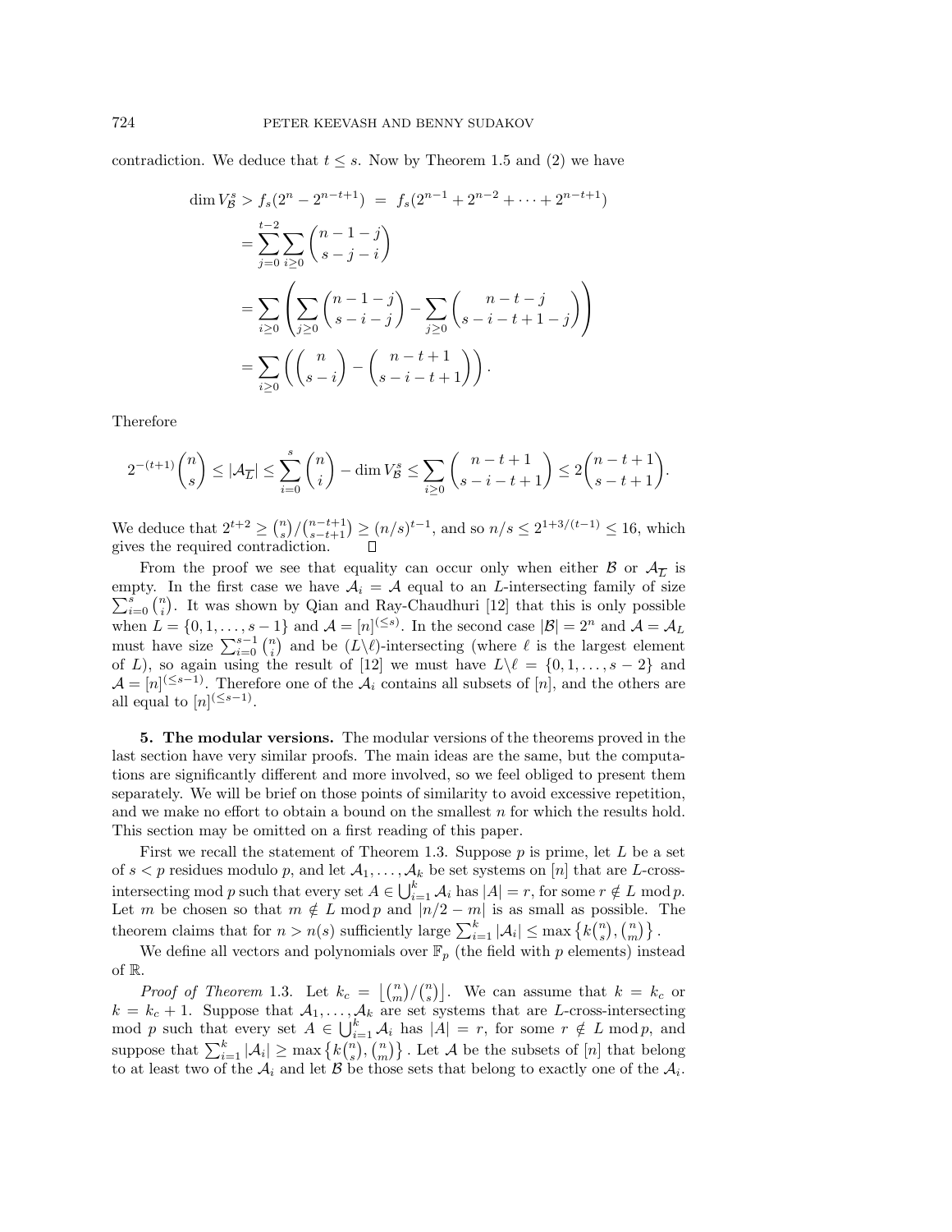contradiction. We deduce that $t \le s$. Now by Theorem 1.5 and (2) we have

$$
\begin{aligned}
\dim V_{\mathcal{B}}^s > f_s(2^n - 2^{n-t+1}) \;&=\; f_s(2^{n-1} + 2^{n-2} + \cdots + 2^{n-t+1}) \\
&= \sum_{j=0}^{t-2} \sum_{i \ge 0} \binom{n-1-j}{s-j-i} \\
&= \sum_{i \ge 0} \left( \sum_{j \ge 0} \binom{n-1-j}{s-i-j} - \sum_{j \ge 0} \binom{n-t-j}{s-i-t+1-j} \right) \\
&= \sum_{i \ge 0} \left( \binom{n}{s-i} - \binom{n-t+1}{s-i-t+1} \right).
\end{aligned}
$$

Therefore

$$
2^{-(t+1)} \binom{n}{s} \le |\mathcal{A}_{\overline{L}}| \le \sum_{i=0}^{s} \binom{n}{i} - \dim V_{\mathcal{B}}^s \le \sum_{i \ge 0} \binom{n-t+1}{s-i-t+1} \le 2\binom{n-t+1}{s-t+1}.
$$

We deduce that $2^{t+2} \ge \binom{n}{s} / \binom{n-t+1}{s-t+1} \ge (n/s)^{t-1}$, and so $n/s \le 2^{1+3/(t-1)} \le 16$, which gives the required contradiction. $\square$

From the proof we see that equality can occur only when either $\mathcal{B}$ or $\mathcal{A}_{\overline{L}}$ is empty. In the first case we have $\mathcal{A}_i = \mathcal{A}$ equal to an $L$-intersecting family of size $\sum_{i=0}^{s} \binom{n}{i}$. It was shown by Qian and Ray-Chaudhuri [12] that this is only possible when $L = \{0, 1, \ldots, s-1\}$ and $\mathcal{A} = [n]^{(\le s)}$. In the second case $|\mathcal{B}| = 2^n$ and $\mathcal{A} = \mathcal{A}_L$ must have size $\sum_{i=0}^{s-1} \binom{n}{i}$ and be $(L \backslash \ell)$-intersecting (where $\ell$ is the largest element of $L$), so again using the result of [12] we must have $L \backslash \ell = \{0, 1, \ldots, s-2\}$ and $\mathcal{A} = [n]^{(\le s-1)}$. Therefore one of the $\mathcal{A}_i$ contains all subsets of $[n]$, and the others are all equal to $[n]^{(\le s-1)}$.

**5. The modular versions.** The modular versions of the theorems proved in the last section have very similar proofs. The main ideas are the same, but the computations are significantly different and more involved, so we feel obliged to present them separately. We will be brief on those points of similarity to avoid excessive repetition, and we make no effort to obtain a bound on the smallest $n$ for which the results hold. This section may be omitted on a first reading of this paper.

First we recall the statement of Theorem 1.3. Suppose $p$ is prime, let $L$ be a set of $s < p$ residues modulo $p$, and let $\mathcal{A}_1, \ldots, \mathcal{A}_k$ be set systems on $[n]$ that are $L$-cross-intersecting mod $p$ such that every set $A \in \bigcup_{i=1}^k \mathcal{A}_i$ has $|A| = r$, for some $r \notin L \bmod p$. Let $m$ be chosen so that $m \notin L \bmod p$ and $|n/2 - m|$ is as small as possible. The theorem claims that for $n > n(s)$ sufficiently large $\sum_{i=1}^k |\mathcal{A}_i| \le \max\left\{ k\binom{n}{s}, \binom{n}{m} \right\}$.

We define all vectors and polynomials over $\mathbb{F}_p$ (the field with $p$ elements) instead of $\mathbb{R}$.

*Proof of Theorem* 1.3. Let $k_c = \left\lfloor \binom{n}{m} / \binom{n}{s} \right\rfloor$. We can assume that $k = k_c$ or $k = k_c + 1$. Suppose that $\mathcal{A}_1, \ldots, \mathcal{A}_k$ are set systems that are $L$-cross-intersecting mod $p$ such that every set $A \in \bigcup_{i=1}^k \mathcal{A}_i$ has $|A| = r$, for some $r \notin L \bmod p$, and suppose that $\sum_{i=1}^k |\mathcal{A}_i| \ge \max\left\{ k\binom{n}{s}, \binom{n}{m} \right\}$. Let $\mathcal{A}$ be the subsets of $[n]$ that belong to at least two of the $\mathcal{A}_i$ and let $\mathcal{B}$ be those sets that belong to exactly one of the $\mathcal{A}_i$.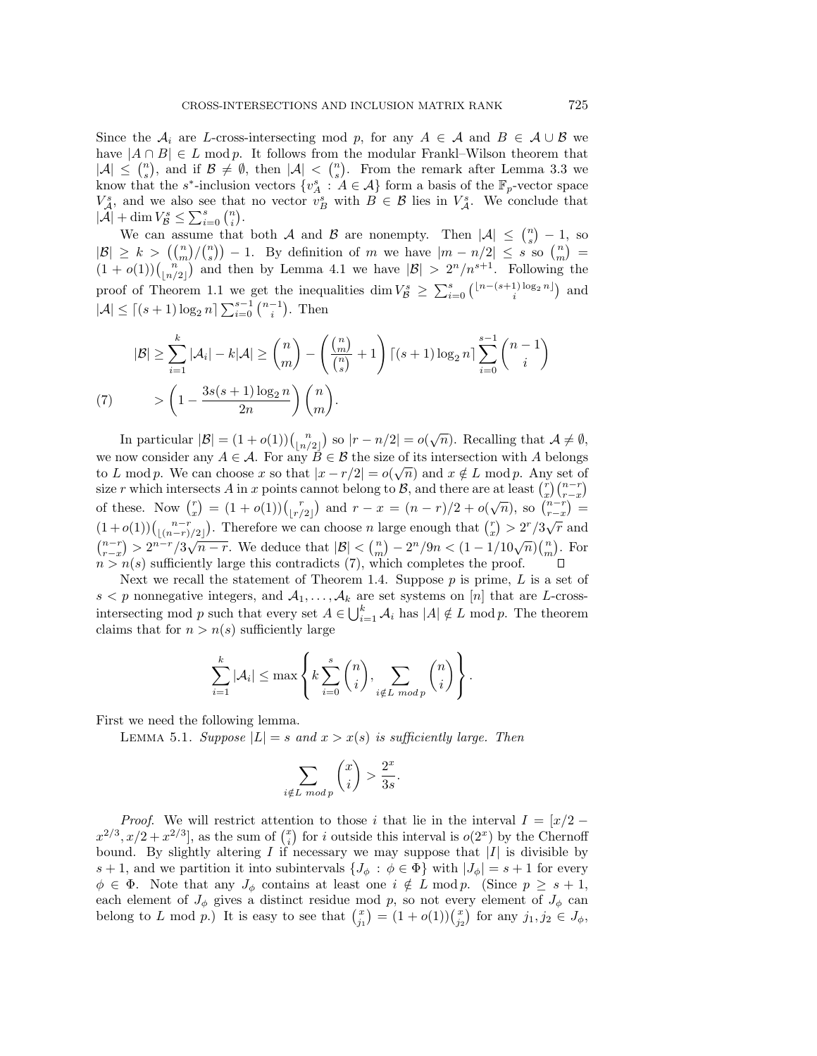Since the $\mathcal{A}_i$ are $L$-cross-intersecting mod $p$, for any $A \in \mathcal{A}$ and $B \in \mathcal{A} \cup \mathcal{B}$ we have $|A \cap B| \in L \bmod p$. It follows from the modular Frankl–Wilson theorem that $|\mathcal{A}| \le \binom{n}{s}$, and if $\mathcal{B} \neq \emptyset$, then $|\mathcal{A}| < \binom{n}{s}$. From the remark after Lemma 3.3 we know that the $s^*$-inclusion vectors $\{v_A^s : A \in \mathcal{A}\}$ form a basis of the $\mathbb{F}_p$-vector space $V_{\mathcal{A}}^s$, and we also see that no vector $v_B^s$ with $B \in \mathcal{B}$ lies in $V_{\mathcal{A}}^s$. We conclude that $|\mathcal{A}| + \dim V_{\mathcal{B}}^s \le \sum_{i=0}^s \binom{n}{i}$.

We can assume that both $\mathcal{A}$ and $\mathcal{B}$ are nonempty. Then $|\mathcal{A}| \le \binom{n}{s} - 1$, so $|\mathcal{B}| \ge k > \left(\binom{n}{m}/\binom{n}{s}\right) - 1$. By definition of $m$ we have $|m - n/2| \le s$ so $\binom{n}{m} = (1+o(1))\binom{n}{\lfloor n/2 \rfloor}$ and then by Lemma 4.1 we have $|\mathcal{B}| > 2^n/n^{s+1}$. Following the proof of Theorem 1.1 we get the inequalities $\dim V_{\mathcal{B}}^s \ge \sum_{i=0}^s \binom{\lfloor n-(s+1)\log_2 n \rfloor}{i}$ and $|\mathcal{A}| \le \lceil (s+1)\log_2 n \rceil \sum_{i=0}^{s-1} \binom{n-1}{i}$. Then

$$
\begin{aligned}
|\mathcal{B}| &\ge \sum_{i=1}^k |\mathcal{A}_i| - k|\mathcal{A}| \ge \binom{n}{m} - \left(\frac{\binom{n}{m}}{\binom{n}{s}} + 1\right) \lceil (s+1)\log_2 n \rceil \sum_{i=0}^{s-1} \binom{n-1}{i} \\
&> \left(1 - \frac{3s(s+1)\log_2 n}{2n}\right)\binom{n}{m}. \qquad (7)
\end{aligned}
$$

In particular $|\mathcal{B}| = (1+o(1))\binom{n}{\lfloor n/2 \rfloor}$ so $|r - n/2| = o(\sqrt{n})$. Recalling that $\mathcal{A} \neq \emptyset$, we now consider any $A \in \mathcal{A}$. For any $B \in \mathcal{B}$ the size of its intersection with $A$ belongs to $L \bmod p$. We can choose $x$ so that $|x - r/2| = o(\sqrt{n})$ and $x \notin L \bmod p$. Any set of size $r$ which intersects $A$ in $x$ points cannot belong to $\mathcal{B}$, and there are at least $\binom{r}{x}\binom{n-r}{r-x}$ of these. Now $\binom{r}{x} = (1+o(1))\binom{r}{\lfloor r/2 \rfloor}$ and $r - x = (n-r)/2 + o(\sqrt{n})$, so $\binom{n-r}{r-x} = (1+o(1))\binom{n-r}{\lfloor (n-r)/2 \rfloor}$. Therefore we can choose $n$ large enough that $\binom{r}{x} > 2^r/3\sqrt{r}$ and $\binom{n-r}{r-x} > 2^{n-r}/3\sqrt{n-r}$. We deduce that $|\mathcal{B}| < \binom{n}{m} - 2^n/9n < (1 - 1/10\sqrt{n})\binom{n}{m}$. For $n > n(s)$ sufficiently large this contradicts (7), which completes the proof. $\square$

Next we recall the statement of Theorem 1.4. Suppose $p$ is prime, $L$ is a set of $s < p$ nonnegative integers, and $\mathcal{A}_1, \ldots, \mathcal{A}_k$ are set systems on $[n]$ that are $L$-cross-intersecting mod $p$ such that every set $A \in \bigcup_{i=1}^k \mathcal{A}_i$ has $|A| \notin L \bmod p$. The theorem claims that for $n > n(s)$ sufficiently large

$$
\sum_{i=1}^k |\mathcal{A}_i| \le \max\left\{ k \sum_{i=0}^s \binom{n}{i}, \sum_{i \notin L \bmod p} \binom{n}{i} \right\}.
$$

First we need the following lemma.

Lemma 5.1. *Suppose $|L| = s$ and $x > x(s)$ is sufficiently large. Then*

$$
\sum_{i \notin L \bmod p} \binom{x}{i} > \frac{2^x}{3s}.
$$

*Proof.* We will restrict attention to those $i$ that lie in the interval $I = [x/2 - x^{2/3}, x/2 + x^{2/3}]$, as the sum of $\binom{x}{i}$ for $i$ outside this interval is $o(2^x)$ by the Chernoff bound. By slightly altering $I$ if necessary we may suppose that $|I|$ is divisible by $s+1$, and we partition it into subintervals $\{J_\phi : \phi \in \Phi\}$ with $|J_\phi| = s+1$ for every $\phi \in \Phi$. Note that any $J_\phi$ contains at least one $i \notin L \bmod p$. (Since $p \ge s+1$, each element of $J_\phi$ gives a distinct residue mod $p$, so not every element of $J_\phi$ can belong to $L$ mod $p$.) It is easy to see that $\binom{x}{j_1} = (1+o(1))\binom{x}{j_2}$ for any $j_1, j_2 \in J_\phi$,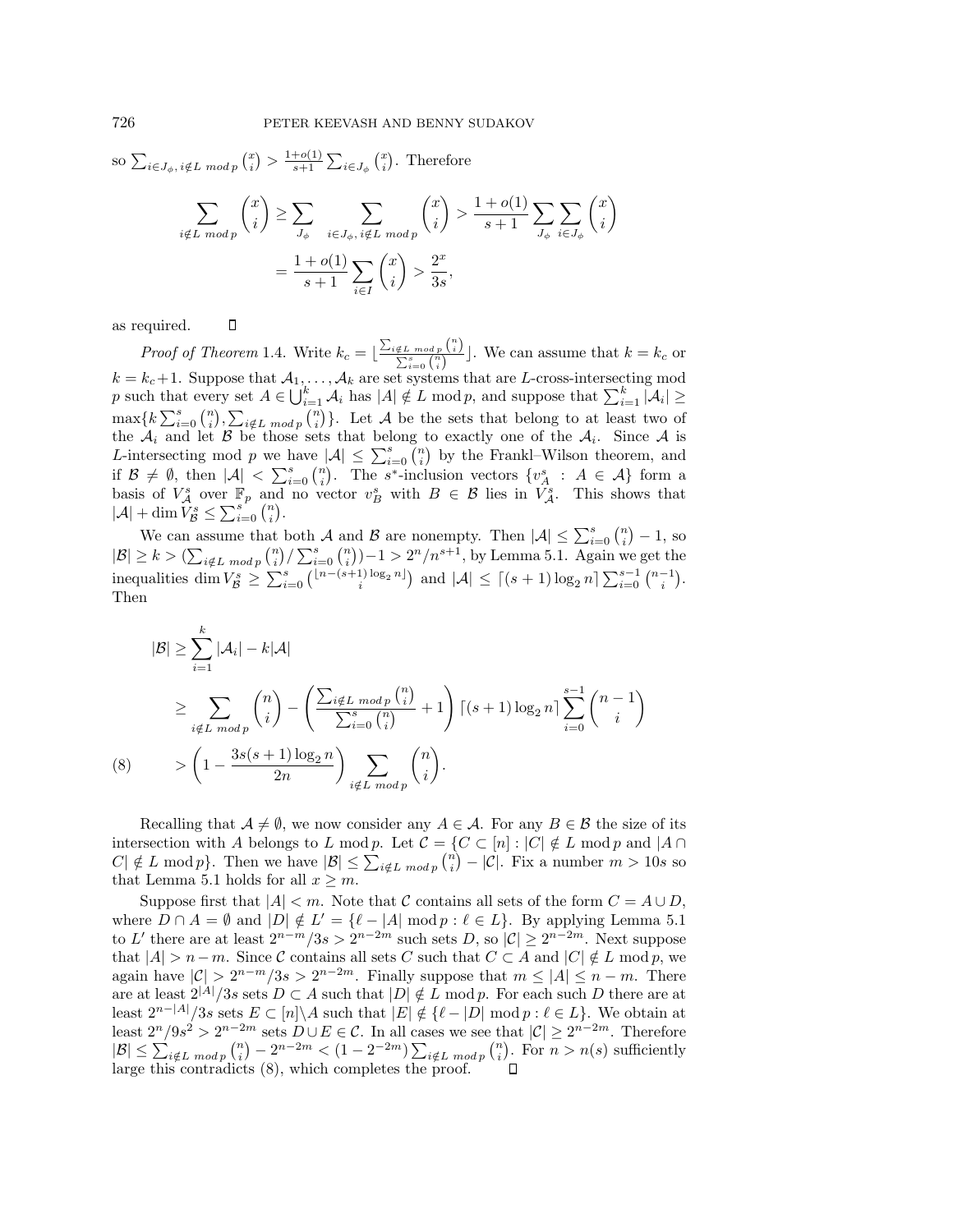so $\sum_{i\in J_\phi,\, i\notin L \bmod p}\binom{x}{i} > \frac{1+o(1)}{s+1}\sum_{i\in J_\phi}\binom{x}{i}$. Therefore

$$\sum_{i\notin L \bmod p}\binom{x}{i} \ge \sum_{J_\phi}\sum_{i\in J_\phi,\, i\notin L \bmod p}\binom{x}{i} > \frac{1+o(1)}{s+1}\sum_{J_\phi}\sum_{i\in J_\phi}\binom{x}{i}$$
$$= \frac{1+o(1)}{s+1}\sum_{i\in I}\binom{x}{i} > \frac{2^x}{3s},$$

as required. $\square$

*Proof of Theorem* 1.4. Write $k_c = \lfloor \frac{\sum_{i\notin L \bmod p}\binom{n}{i}}{\sum_{i=0}^{s}\binom{n}{i}} \rfloor$. We can assume that $k = k_c$ or $k = k_c+1$. Suppose that $\mathcal{A}_1,\dots,\mathcal{A}_k$ are set systems that are $L$-cross-intersecting mod $p$ such that every set $A \in \bigcup_{i=1}^{k}\mathcal{A}_i$ has $|A| \notin L \bmod p$, and suppose that $\sum_{i=1}^{k}|\mathcal{A}_i| \ge \max\{k\sum_{i=0}^{s}\binom{n}{i}, \sum_{i\notin L \bmod p}\binom{n}{i}\}$. Let $\mathcal{A}$ be the sets that belong to at least two of the $\mathcal{A}_i$ and let $\mathcal{B}$ be those sets that belong to exactly one of the $\mathcal{A}_i$. Since $\mathcal{A}$ is $L$-intersecting mod $p$ we have $|\mathcal{A}| \le \sum_{i=0}^{s}\binom{n}{i}$ by the Frankl–Wilson theorem, and if $\mathcal{B} \neq \emptyset$, then $|\mathcal{A}| < \sum_{i=0}^{s}\binom{n}{i}$. The $s^*$-inclusion vectors $\{v_A^s : A \in \mathcal{A}\}$ form a basis of $V_{\mathcal{A}}^s$ over $\mathbb{F}_p$ and no vector $v_B^s$ with $B \in \mathcal{B}$ lies in $V_{\mathcal{A}}^s$. This shows that $|\mathcal{A}| + \dim V_{\mathcal{B}}^s \le \sum_{i=0}^{s}\binom{n}{i}$.

We can assume that both $\mathcal{A}$ and $\mathcal{B}$ are nonempty. Then $|\mathcal{A}| \le \sum_{i=0}^{s}\binom{n}{i} - 1$, so $|\mathcal{B}| \ge k > (\sum_{i\notin L \bmod p}\binom{n}{i}/\sum_{i=0}^{s}\binom{n}{i}) - 1 > 2^n/n^{s+1}$, by Lemma 5.1. Again we get the inequalities $\dim V_{\mathcal{B}}^s \ge \sum_{i=0}^{s}\binom{\lfloor n-(s+1)\log_2 n\rfloor}{i}$ and $|\mathcal{A}| \le \lceil (s+1)\log_2 n\rceil \sum_{i=0}^{s-1}\binom{n-1}{i}$. Then

$$|\mathcal{B}| \ge \sum_{i=1}^{k}|\mathcal{A}_i| - k|\mathcal{A}|$$
$$\ge \sum_{i\notin L \bmod p}\binom{n}{i} - \left(\frac{\sum_{i\notin L \bmod p}\binom{n}{i}}{\sum_{i=0}^{s}\binom{n}{i}} + 1\right)\lceil (s+1)\log_2 n\rceil \sum_{i=0}^{s-1}\binom{n-1}{i}$$
$$> \left(1 - \frac{3s(s+1)\log_2 n}{2n}\right)\sum_{i\notin L \bmod p}\binom{n}{i}. \tag{8}$$

Recalling that $\mathcal{A} \neq \emptyset$, we now consider any $A \in \mathcal{A}$. For any $B \in \mathcal{B}$ the size of its intersection with $A$ belongs to $L \bmod p$. Let $\mathcal{C} = \{C \subset [n] : |C| \notin L \bmod p$ and $|A \cap C| \notin L \bmod p\}$. Then we have $|\mathcal{B}| \le \sum_{i\notin L \bmod p}\binom{n}{i} - |\mathcal{C}|$. Fix a number $m > 10s$ so that Lemma 5.1 holds for all $x \ge m$.

Suppose first that $|A| < m$. Note that $\mathcal{C}$ contains all sets of the form $C = A \cup D$, where $D \cap A = \emptyset$ and $|D| \notin L' = \{\ell - |A| \bmod p : \ell \in L\}$. By applying Lemma 5.1 to $L'$ there are at least $2^{n-m}/3s > 2^{n-2m}$ such sets $D$, so $|\mathcal{C}| \ge 2^{n-2m}$. Next suppose that $|A| > n-m$. Since $\mathcal{C}$ contains all sets $C$ such that $C \subset A$ and $|C| \notin L \bmod p$, we again have $|\mathcal{C}| > 2^{n-m}/3s > 2^{n-2m}$. Finally suppose that $m \le |A| \le n-m$. There are at least $2^{|A|}/3s$ sets $D \subset A$ such that $|D| \notin L \bmod p$. For each such $D$ there are at least $2^{n-|A|}/3s$ sets $E \subset [n]\backslash A$ such that $|E| \notin \{\ell - |D| \bmod p : \ell \in L\}$. We obtain at least $2^n/9s^2 > 2^{n-2m}$ sets $D \cup E \in \mathcal{C}$. In all cases we see that $|\mathcal{C}| \ge 2^{n-2m}$. Therefore $|\mathcal{B}| \le \sum_{i\notin L \bmod p}\binom{n}{i} - 2^{n-2m} < (1-2^{-2m})\sum_{i\notin L \bmod p}\binom{n}{i}$. For $n > n(s)$ sufficiently large this contradicts (8), which completes the proof. $\square$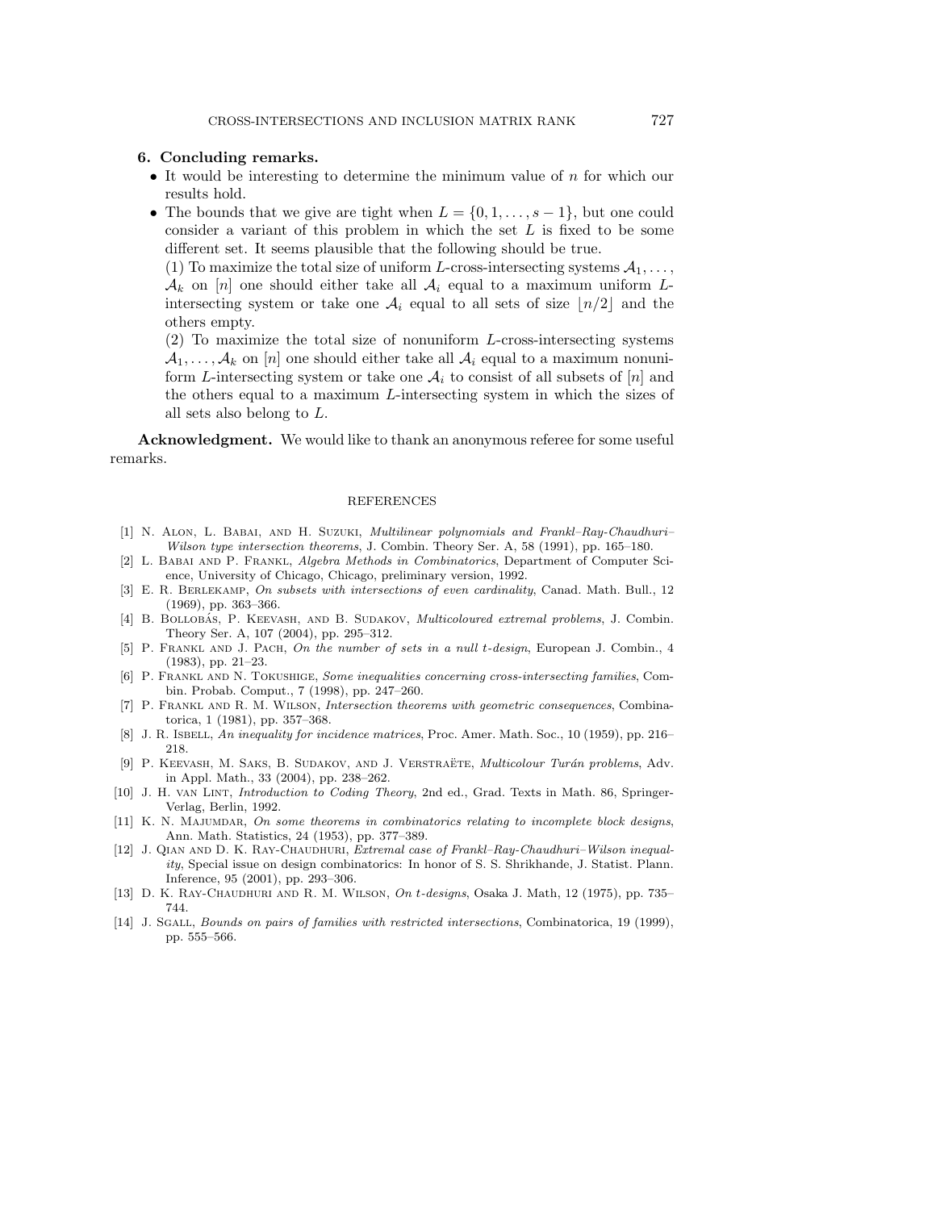## 6. Concluding remarks.

- It would be interesting to determine the minimum value of $n$ for which our results hold.
- The bounds that we give are tight when $L = \{0, 1, \ldots, s-1\}$, but one could consider a variant of this problem in which the set $L$ is fixed to be some different set. It seems plausible that the following should be true.

  (1) To maximize the total size of uniform $L$-cross-intersecting systems $\mathcal{A}_1, \ldots, \mathcal{A}_k$ on $[n]$ one should either take all $\mathcal{A}_i$ equal to a maximum uniform $L$-intersecting system or take one $\mathcal{A}_i$ equal to all sets of size $\lfloor n/2 \rfloor$ and the others empty.

  (2) To maximize the total size of nonuniform $L$-cross-intersecting systems $\mathcal{A}_1, \ldots, \mathcal{A}_k$ on $[n]$ one should either take all $\mathcal{A}_i$ equal to a maximum nonuniform $L$-intersecting system or take one $\mathcal{A}_i$ to consist of all subsets of $[n]$ and the others equal to a maximum $L$-intersecting system in which the sizes of all sets also belong to $L$.

**Acknowledgment.** We would like to thank an anonymous referee for some useful remarks.

### REFERENCES

[1] N. Alon, L. Babai, and H. Suzuki, *Multilinear polynomials and Frankl–Ray-Chaudhuri–Wilson type intersection theorems*, J. Combin. Theory Ser. A, 58 (1991), pp. 165–180.

[2] L. Babai and P. Frankl, *Algebra Methods in Combinatorics*, Department of Computer Science, University of Chicago, Chicago, preliminary version, 1992.

[3] E. R. Berlekamp, *On subsets with intersections of even cardinality*, Canad. Math. Bull., 12 (1969), pp. 363–366.

[4] B. Bollobás, P. Keevash, and B. Sudakov, *Multicoloured extremal problems*, J. Combin. Theory Ser. A, 107 (2004), pp. 295–312.

[5] P. Frankl and J. Pach, *On the number of sets in a null t-design*, European J. Combin., 4 (1983), pp. 21–23.

[6] P. Frankl and N. Tokushige, *Some inequalities concerning cross-intersecting families*, Combin. Probab. Comput., 7 (1998), pp. 247–260.

[7] P. Frankl and R. M. Wilson, *Intersection theorems with geometric consequences*, Combinatorica, 1 (1981), pp. 357–368.

[8] J. R. Isbell, *An inequality for incidence matrices*, Proc. Amer. Math. Soc., 10 (1959), pp. 216–218.

[9] P. Keevash, M. Saks, B. Sudakov, and J. Verstraëte, *Multicolour Turán problems*, Adv. in Appl. Math., 33 (2004), pp. 238–262.

[10] J. H. van Lint, *Introduction to Coding Theory*, 2nd ed., Grad. Texts in Math. 86, Springer-Verlag, Berlin, 1992.

[11] K. N. Majumdar, *On some theorems in combinatorics relating to incomplete block designs*, Ann. Math. Statistics, 24 (1953), pp. 377–389.

[12] J. Qian and D. K. Ray-Chaudhuri, *Extremal case of Frankl–Ray-Chaudhuri–Wilson inequality*, Special issue on design combinatorics: In honor of S. S. Shrikhande, J. Statist. Plann. Inference, 95 (2001), pp. 293–306.

[13] D. K. Ray-Chaudhuri and R. M. Wilson, *On t-designs*, Osaka J. Math, 12 (1975), pp. 735–744.

[14] J. Sgall, *Bounds on pairs of families with restricted intersections*, Combinatorica, 19 (1999), pp. 555–566.